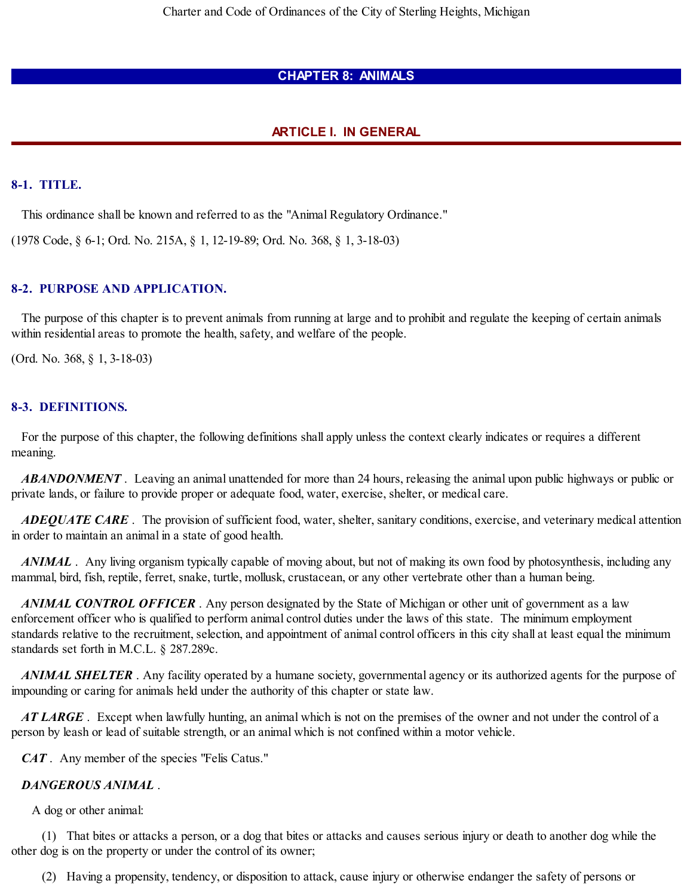# CHAPTER 8: ANIMALS

## ARTICLE I. IN GENERAL

### 8-1. TITLE.

This ordinance shall be known and referred to as the "Animal Regulatory Ordinance."

(1978 Code, § 6-1; Ord. No. 215A, § 1, 12-19-89; Ord. No. 368, § 1, 3-18-03)

### 8-2. PURPOSE AND APPLICATION.

The purpose of this chapter is to prevent animals from running at large and to prohibit and regulate the keeping of certain animals within residential areas to promote the health, safety, and welfare of the people.

(Ord. No. 368, § 1, 3-18-03)

### 8-3. DEFINITIONS.

For the purpose of this chapter, the following definitions shall apply unless the context clearly indicates or requires a different meaning.

***ABANDONMENT*** . Leaving an animal unattended for more than 24 hours, releasing the animal upon public highways or public or private lands, or failure to provide proper or adequate food, water, exercise, shelter, or medical care.

***ADEQUATE CARE*** . The provision of sufficient food, water, shelter, sanitary conditions, exercise, and veterinary medical attention in order to maintain an animal in a state of good health.

***ANIMAL*** . Any living organism typically capable of moving about, but not of making its own food by photosynthesis, including any mammal, bird, fish, reptile, ferret, snake, turtle, mollusk, crustacean, or any other vertebrate other than a human being.

***ANIMAL CONTROL OFFICER*** . Any person designated by the State of Michigan or other unit of government as a law enforcement officer who is qualified to perform animal control duties under the laws of this state. The minimum employment standards relative to the recruitment, selection, and appointment of animal control officers in this city shall at least equal the minimum standards set forth in M.C.L. § 287.289c.

***ANIMAL SHELTER*** . Any facility operated by a humane society, governmental agency or its authorized agents for the purpose of impounding or caring for animals held under the authority of this chapter or state law.

***AT LARGE*** . Except when lawfully hunting, an animal which is not on the premises of the owner and not under the control of a person by leash or lead of suitable strength, or an animal which is not confined within a motor vehicle.

***CAT*** . Any member of the species "Felis Catus."

***DANGEROUS ANIMAL*** .

A dog or other animal:

(1) That bites or attacks a person, or a dog that bites or attacks and causes serious injury or death to another dog while the other dog is on the property or under the control of its owner;

(2) Having a propensity, tendency, or disposition to attack, cause injury or otherwise endanger the safety of persons or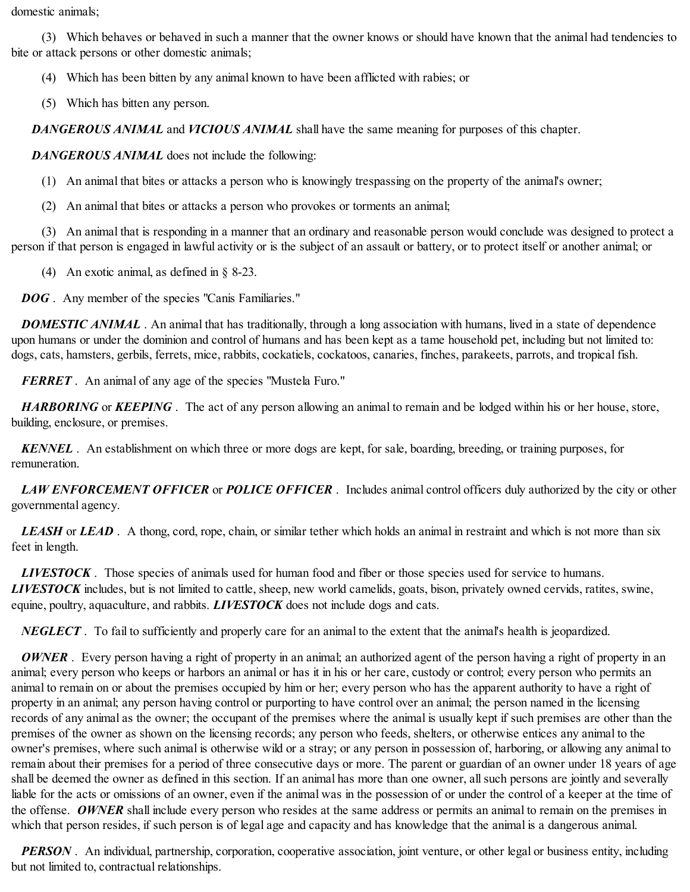domestic animals;

(3) Which behaves or behaved in such a manner that the owner knows or should have known that the animal had tendencies to bite or attack persons or other domestic animals;

(4) Which has been bitten by any animal known to have been afflicted with rabies; or

(5) Which has bitten any person.

***DANGEROUS ANIMAL*** and ***VICIOUS ANIMAL*** shall have the same meaning for purposes of this chapter.

***DANGEROUS ANIMAL*** does not include the following:

(1) An animal that bites or attacks a person who is knowingly trespassing on the property of the animal's owner;

(2) An animal that bites or attacks a person who provokes or torments an animal;

(3) An animal that is responding in a manner that an ordinary and reasonable person would conclude was designed to protect a person if that person is engaged in lawful activity or is the subject of an assault or battery, or to protect itself or another animal; or

(4) An exotic animal, as defined in § 8-23.

***DOG*** . Any member of the species "Canis Familiaries."

***DOMESTIC ANIMAL*** . An animal that has traditionally, through a long association with humans, lived in a state of dependence upon humans or under the dominion and control of humans and has been kept as a tame household pet, including but not limited to: dogs, cats, hamsters, gerbils, ferrets, mice, rabbits, cockatiels, cockatoos, canaries, finches, parakeets, parrots, and tropical fish.

***FERRET*** . An animal of any age of the species "Mustela Furo."

***HARBORING*** or ***KEEPING*** . The act of any person allowing an animal to remain and be lodged within his or her house, store, building, enclosure, or premises.

***KENNEL*** . An establishment on which three or more dogs are kept, for sale, boarding, breeding, or training purposes, for remuneration.

***LAW ENFORCEMENT OFFICER*** or ***POLICE OFFICER*** . Includes animal control officers duly authorized by the city or other governmental agency.

***LEASH*** or ***LEAD*** . A thong, cord, rope, chain, or similar tether which holds an animal in restraint and which is not more than six feet in length.

***LIVESTOCK*** . Those species of animals used for human food and fiber or those species used for service to humans. ***LIVESTOCK*** includes, but is not limited to cattle, sheep, new world camelids, goats, bison, privately owned cervids, ratites, swine, equine, poultry, aquaculture, and rabbits. ***LIVESTOCK*** does not include dogs and cats.

***NEGLECT*** . To fail to sufficiently and properly care for an animal to the extent that the animal's health is jeopardized.

***OWNER*** . Every person having a right of property in an animal; an authorized agent of the person having a right of property in an animal; every person who keeps or harbors an animal or has it in his or her care, custody or control; every person who permits an animal to remain on or about the premises occupied by him or her; every person who has the apparent authority to have a right of property in an animal; any person having control or purporting to have control over an animal; the person named in the licensing records of any animal as the owner; the occupant of the premises where the animal is usually kept if such premises are other than the premises of the owner as shown on the licensing records; any person who feeds, shelters, or otherwise entices any animal to the owner's premises, where such animal is otherwise wild or a stray; or any person in possession of, harboring, or allowing any animal to remain about their premises for a period of three consecutive days or more. The parent or guardian of an owner under 18 years of age shall be deemed the owner as defined in this section. If an animal has more than one owner, all such persons are jointly and severally liable for the acts or omissions of an owner, even if the animal was in the possession of or under the control of a keeper at the time of the offense. ***OWNER*** shall include every person who resides at the same address or permits an animal to remain on the premises in which that person resides, if such person is of legal age and capacity and has knowledge that the animal is a dangerous animal.

***PERSON*** . An individual, partnership, corporation, cooperative association, joint venture, or other legal or business entity, including but not limited to, contractual relationships.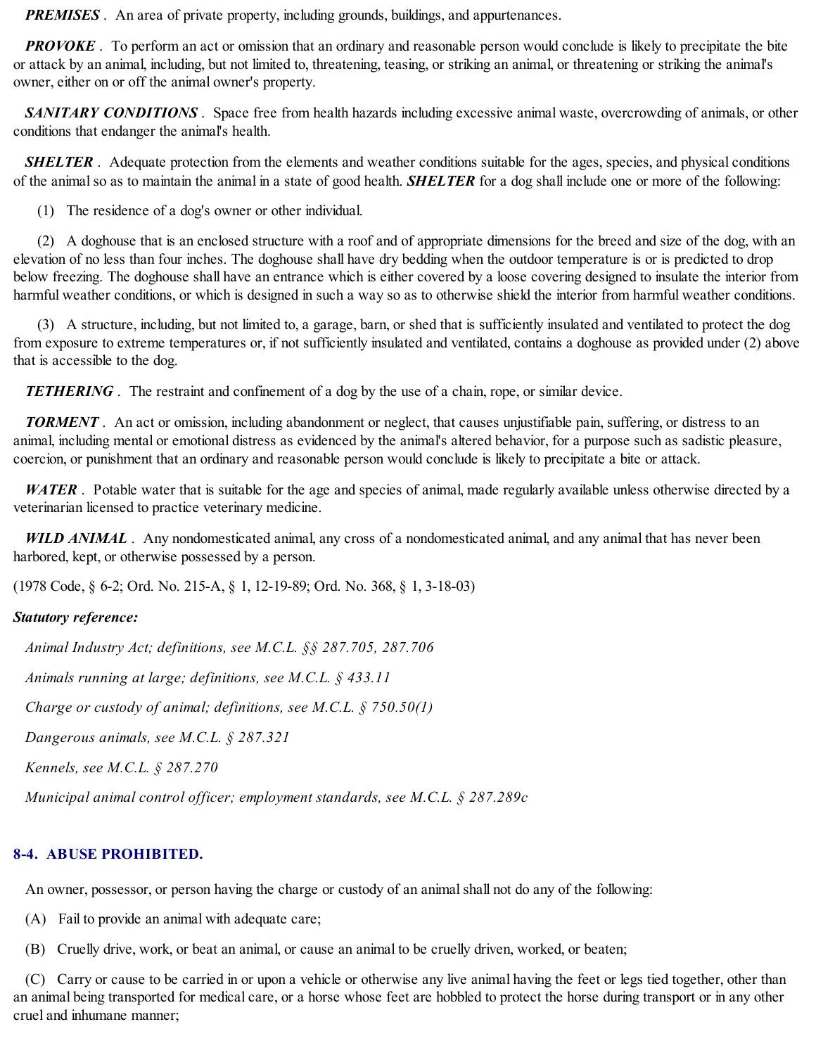***PREMISES*** . An area of private property, including grounds, buildings, and appurtenances.

***PROVOKE*** . To perform an act or omission that an ordinary and reasonable person would conclude is likely to precipitate the bite or attack by an animal, including, but not limited to, threatening, teasing, or striking an animal, or threatening or striking the animal's owner, either on or off the animal owner's property.

***SANITARY CONDITIONS*** . Space free from health hazards including excessive animal waste, overcrowding of animals, or other conditions that endanger the animal's health.

***SHELTER*** . Adequate protection from the elements and weather conditions suitable for the ages, species, and physical conditions of the animal so as to maintain the animal in a state of good health. ***SHELTER*** for a dog shall include one or more of the following:

(1) The residence of a dog's owner or other individual.

(2) A doghouse that is an enclosed structure with a roof and of appropriate dimensions for the breed and size of the dog, with an elevation of no less than four inches. The doghouse shall have dry bedding when the outdoor temperature is or is predicted to drop below freezing. The doghouse shall have an entrance which is either covered by a loose covering designed to insulate the interior from harmful weather conditions, or which is designed in such a way so as to otherwise shield the interior from harmful weather conditions.

(3) A structure, including, but not limited to, a garage, barn, or shed that is sufficiently insulated and ventilated to protect the dog from exposure to extreme temperatures or, if not sufficiently insulated and ventilated, contains a doghouse as provided under (2) above that is accessible to the dog.

***TETHERING*** . The restraint and confinement of a dog by the use of a chain, rope, or similar device.

***TORMENT*** . An act or omission, including abandonment or neglect, that causes unjustifiable pain, suffering, or distress to an animal, including mental or emotional distress as evidenced by the animal's altered behavior, for a purpose such as sadistic pleasure, coercion, or punishment that an ordinary and reasonable person would conclude is likely to precipitate a bite or attack.

***WATER*** . Potable water that is suitable for the age and species of animal, made regularly available unless otherwise directed by a veterinarian licensed to practice veterinary medicine.

***WILD ANIMAL*** . Any nondomesticated animal, any cross of a nondomesticated animal, and any animal that has never been harbored, kept, or otherwise possessed by a person.

(1978 Code, § 6-2; Ord. No. 215-A, § 1, 12-19-89; Ord. No. 368, § 1, 3-18-03)

***Statutory reference:***

*Animal Industry Act; definitions, see M.C.L. §§ 287.705, 287.706*

*Animals running at large; definitions, see M.C.L. § 433.11*

*Charge or custody of animal; definitions, see M.C.L. § 750.50(1)*

*Dangerous animals, see M.C.L. § 287.321*

*Kennels, see M.C.L. § 287.270*

*Municipal animal control officer; employment standards, see M.C.L. § 287.289c*

### 8-4. ABUSE PROHIBITED.

An owner, possessor, or person having the charge or custody of an animal shall not do any of the following:

(A) Fail to provide an animal with adequate care;

(B) Cruelly drive, work, or beat an animal, or cause an animal to be cruelly driven, worked, or beaten;

(C) Carry or cause to be carried in or upon a vehicle or otherwise any live animal having the feet or legs tied together, other than an animal being transported for medical care, or a horse whose feet are hobbled to protect the horse during transport or in any other cruel and inhumane manner;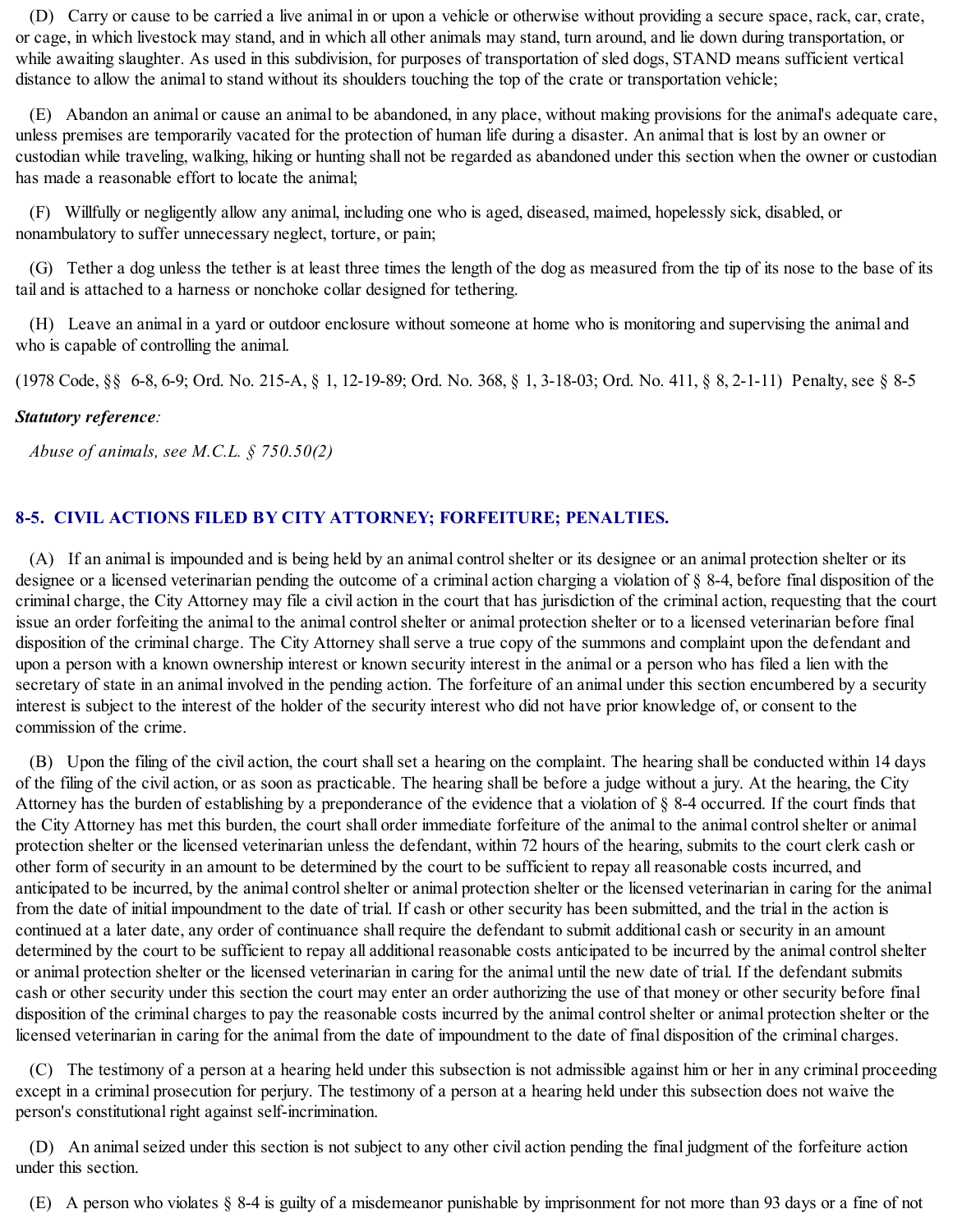(D) Carry or cause to be carried a live animal in or upon a vehicle or otherwise without providing a secure space, rack, car, crate, or cage, in which livestock may stand, and in which all other animals may stand, turn around, and lie down during transportation, or while awaiting slaughter. As used in this subdivision, for purposes of transportation of sled dogs, STAND means sufficient vertical distance to allow the animal to stand without its shoulders touching the top of the crate or transportation vehicle;

(E) Abandon an animal or cause an animal to be abandoned, in any place, without making provisions for the animal's adequate care, unless premises are temporarily vacated for the protection of human life during a disaster. An animal that is lost by an owner or custodian while traveling, walking, hiking or hunting shall not be regarded as abandoned under this section when the owner or custodian has made a reasonable effort to locate the animal;

(F) Willfully or negligently allow any animal, including one who is aged, diseased, maimed, hopelessly sick, disabled, or nonambulatory to suffer unnecessary neglect, torture, or pain;

(G) Tether a dog unless the tether is at least three times the length of the dog as measured from the tip of its nose to the base of its tail and is attached to a harness or nonchoke collar designed for tethering.

(H) Leave an animal in a yard or outdoor enclosure without someone at home who is monitoring and supervising the animal and who is capable of controlling the animal.

(1978 Code, §§ 6-8, 6-9; Ord. No. 215-A, § 1, 12-19-89; Ord. No. 368, § 1, 3-18-03; Ord. No. 411, § 8, 2-1-11) Penalty, see § 8-5

***Statutory reference**:*

*Abuse of animals, see M.C.L. § 750.50(2)*

## 8-5. CIVIL ACTIONS FILED BY CITY ATTORNEY; FORFEITURE; PENALTIES.

(A) If an animal is impounded and is being held by an animal control shelter or its designee or an animal protection shelter or its designee or a licensed veterinarian pending the outcome of a criminal action charging a violation of § 8-4, before final disposition of the criminal charge, the City Attorney may file a civil action in the court that has jurisdiction of the criminal action, requesting that the court issue an order forfeiting the animal to the animal control shelter or animal protection shelter or to a licensed veterinarian before final disposition of the criminal charge. The City Attorney shall serve a true copy of the summons and complaint upon the defendant and upon a person with a known ownership interest or known security interest in the animal or a person who has filed a lien with the secretary of state in an animal involved in the pending action. The forfeiture of an animal under this section encumbered by a security interest is subject to the interest of the holder of the security interest who did not have prior knowledge of, or consent to the commission of the crime.

(B) Upon the filing of the civil action, the court shall set a hearing on the complaint. The hearing shall be conducted within 14 days of the filing of the civil action, or as soon as practicable. The hearing shall be before a judge without a jury. At the hearing, the City Attorney has the burden of establishing by a preponderance of the evidence that a violation of § 8-4 occurred. If the court finds that the City Attorney has met this burden, the court shall order immediate forfeiture of the animal to the animal control shelter or animal protection shelter or the licensed veterinarian unless the defendant, within 72 hours of the hearing, submits to the court clerk cash or other form of security in an amount to be determined by the court to be sufficient to repay all reasonable costs incurred, and anticipated to be incurred, by the animal control shelter or animal protection shelter or the licensed veterinarian in caring for the animal from the date of initial impoundment to the date of trial. If cash or other security has been submitted, and the trial in the action is continued at a later date, any order of continuance shall require the defendant to submit additional cash or security in an amount determined by the court to be sufficient to repay all additional reasonable costs anticipated to be incurred by the animal control shelter or animal protection shelter or the licensed veterinarian in caring for the animal until the new date of trial. If the defendant submits cash or other security under this section the court may enter an order authorizing the use of that money or other security before final disposition of the criminal charges to pay the reasonable costs incurred by the animal control shelter or animal protection shelter or the licensed veterinarian in caring for the animal from the date of impoundment to the date of final disposition of the criminal charges.

(C) The testimony of a person at a hearing held under this subsection is not admissible against him or her in any criminal proceeding except in a criminal prosecution for perjury. The testimony of a person at a hearing held under this subsection does not waive the person's constitutional right against self-incrimination.

(D) An animal seized under this section is not subject to any other civil action pending the final judgment of the forfeiture action under this section.

(E) A person who violates § 8-4 is guilty of a misdemeanor punishable by imprisonment for not more than 93 days or a fine of not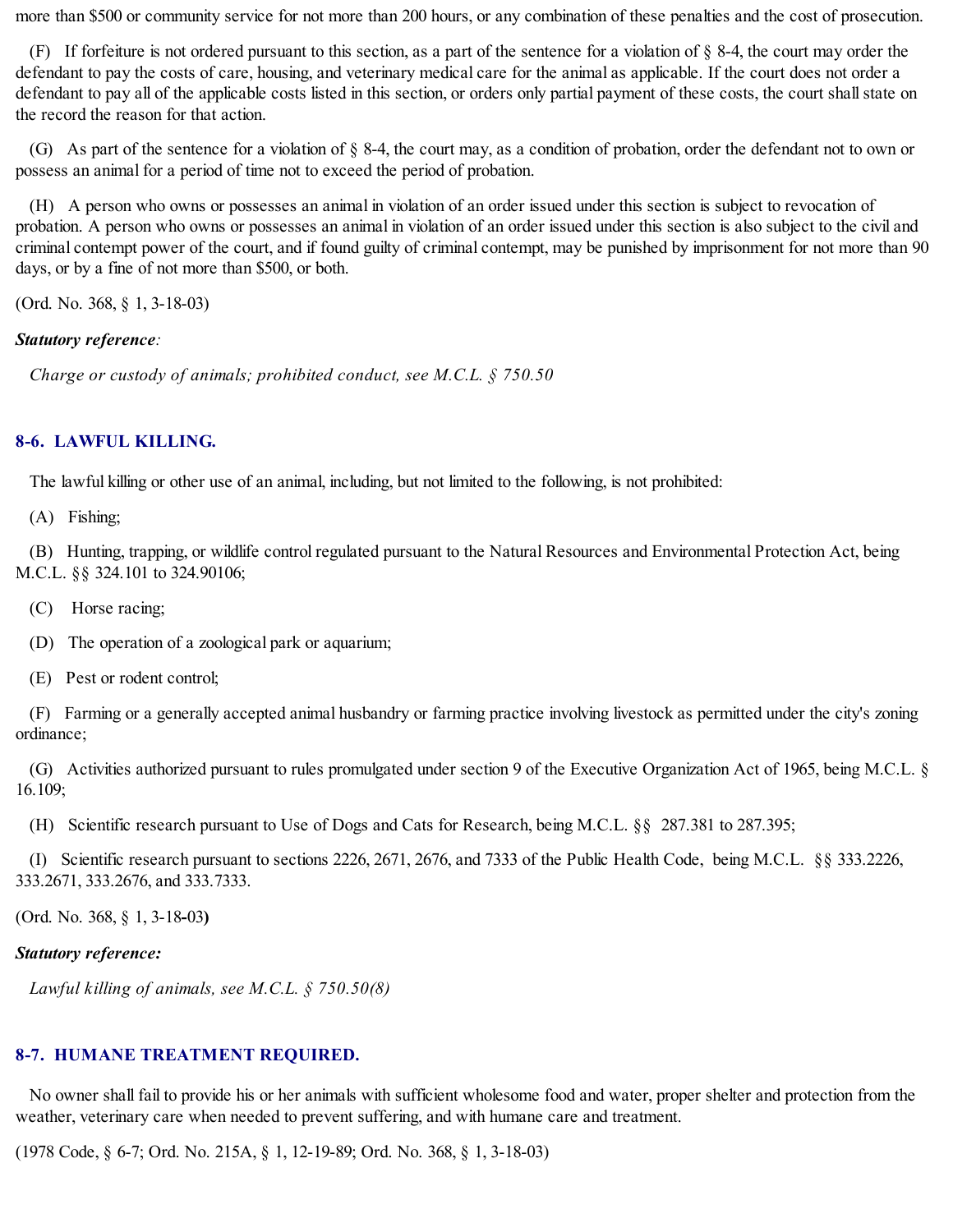more than $500 or community service for not more than 200 hours, or any combination of these penalties and the cost of prosecution.

(F) If forfeiture is not ordered pursuant to this section, as a part of the sentence for a violation of § 8-4, the court may order the defendant to pay the costs of care, housing, and veterinary medical care for the animal as applicable. If the court does not order a defendant to pay all of the applicable costs listed in this section, or orders only partial payment of these costs, the court shall state on the record the reason for that action.

(G) As part of the sentence for a violation of § 8-4, the court may, as a condition of probation, order the defendant not to own or possess an animal for a period of time not to exceed the period of probation.

(H) A person who owns or possesses an animal in violation of an order issued under this section is subject to revocation of probation. A person who owns or possesses an animal in violation of an order issued under this section is also subject to the civil and criminal contempt power of the court, and if found guilty of criminal contempt, may be punished by imprisonment for not more than 90 days, or by a fine of not more than $500, or both.

(Ord. No. 368, § 1, 3-18-03)

***Statutory reference****:*

*Charge or custody of animals; prohibited conduct, see M.C.L. § 750.50*

## 8-6. LAWFUL KILLING.

The lawful killing or other use of an animal, including, but not limited to the following, is not prohibited:

(A) Fishing;

(B) Hunting, trapping, or wildlife control regulated pursuant to the Natural Resources and Environmental Protection Act, being M.C.L. §§ 324.101 to 324.90106;

(C) Horse racing;

(D) The operation of a zoological park or aquarium;

(E) Pest or rodent control;

(F) Farming or a generally accepted animal husbandry or farming practice involving livestock as permitted under the city's zoning ordinance;

(G) Activities authorized pursuant to rules promulgated under section 9 of the Executive Organization Act of 1965, being M.C.L. § 16.109;

(H) Scientific research pursuant to Use of Dogs and Cats for Research, being M.C.L. §§ 287.381 to 287.395;

(I) Scientific research pursuant to sections 2226, 2671, 2676, and 7333 of the Public Health Code, being M.C.L. §§ 333.2226, 333.2671, 333.2676, and 333.7333.

(Ord. No. 368, § 1, 3-18-03)

***Statutory reference:***

*Lawful killing of animals, see M.C.L. § 750.50(8)*

## 8-7. HUMANE TREATMENT REQUIRED.

No owner shall fail to provide his or her animals with sufficient wholesome food and water, proper shelter and protection from the weather, veterinary care when needed to prevent suffering, and with humane care and treatment.

(1978 Code, § 6-7; Ord. No. 215A, § 1, 12-19-89; Ord. No. 368, § 1, 3-18-03)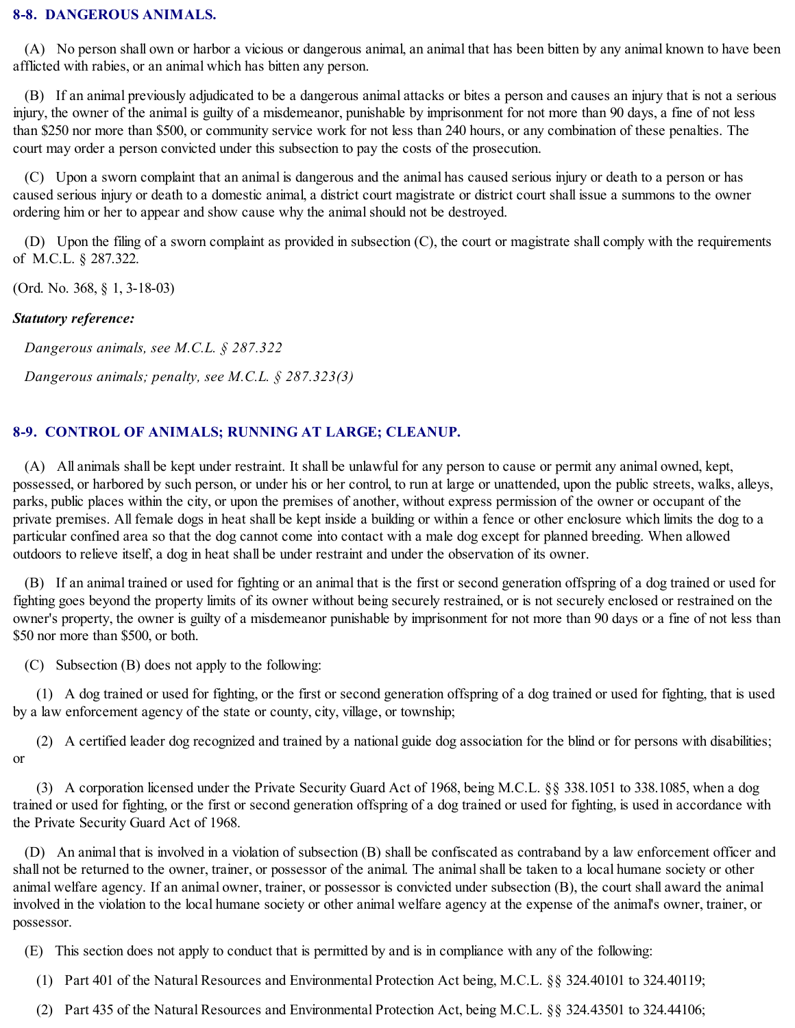## 8-8. DANGEROUS ANIMALS.

(A) No person shall own or harbor a vicious or dangerous animal, an animal that has been bitten by any animal known to have been afflicted with rabies, or an animal which has bitten any person.

(B) If an animal previously adjudicated to be a dangerous animal attacks or bites a person and causes an injury that is not a serious injury, the owner of the animal is guilty of a misdemeanor, punishable by imprisonment for not more than 90 days, a fine of not less than $250 nor more than $500, or community service work for not less than 240 hours, or any combination of these penalties. The court may order a person convicted under this subsection to pay the costs of the prosecution.

(C) Upon a sworn complaint that an animal is dangerous and the animal has caused serious injury or death to a person or has caused serious injury or death to a domestic animal, a district court magistrate or district court shall issue a summons to the owner ordering him or her to appear and show cause why the animal should not be destroyed.

(D) Upon the filing of a sworn complaint as provided in subsection (C), the court or magistrate shall comply with the requirements of M.C.L. § 287.322.

(Ord. No. 368, § 1, 3-18-03)

***Statutory reference:***

*Dangerous animals, see M.C.L. § 287.322*

*Dangerous animals; penalty, see M.C.L. § 287.323(3)*

## 8-9. CONTROL OF ANIMALS; RUNNING AT LARGE; CLEANUP.

(A) All animals shall be kept under restraint. It shall be unlawful for any person to cause or permit any animal owned, kept, possessed, or harbored by such person, or under his or her control, to run at large or unattended, upon the public streets, walks, alleys, parks, public places within the city, or upon the premises of another, without express permission of the owner or occupant of the private premises. All female dogs in heat shall be kept inside a building or within a fence or other enclosure which limits the dog to a particular confined area so that the dog cannot come into contact with a male dog except for planned breeding. When allowed outdoors to relieve itself, a dog in heat shall be under restraint and under the observation of its owner.

(B) If an animal trained or used for fighting or an animal that is the first or second generation offspring of a dog trained or used for fighting goes beyond the property limits of its owner without being securely restrained, or is not securely enclosed or restrained on the owner's property, the owner is guilty of a misdemeanor punishable by imprisonment for not more than 90 days or a fine of not less than $50 nor more than $500, or both.

(C) Subsection (B) does not apply to the following:

(1) A dog trained or used for fighting, or the first or second generation offspring of a dog trained or used for fighting, that is used by a law enforcement agency of the state or county, city, village, or township;

(2) A certified leader dog recognized and trained by a national guide dog association for the blind or for persons with disabilities; or

(3) A corporation licensed under the Private Security Guard Act of 1968, being M.C.L. §§ 338.1051 to 338.1085, when a dog trained or used for fighting, or the first or second generation offspring of a dog trained or used for fighting, is used in accordance with the Private Security Guard Act of 1968.

(D) An animal that is involved in a violation of subsection (B) shall be confiscated as contraband by a law enforcement officer and shall not be returned to the owner, trainer, or possessor of the animal. The animal shall be taken to a local humane society or other animal welfare agency. If an animal owner, trainer, or possessor is convicted under subsection (B), the court shall award the animal involved in the violation to the local humane society or other animal welfare agency at the expense of the animal's owner, trainer, or possessor.

(E) This section does not apply to conduct that is permitted by and is in compliance with any of the following:

(1) Part 401 of the Natural Resources and Environmental Protection Act being, M.C.L. §§ 324.40101 to 324.40119;

(2) Part 435 of the Natural Resources and Environmental Protection Act, being M.C.L. §§ 324.43501 to 324.44106;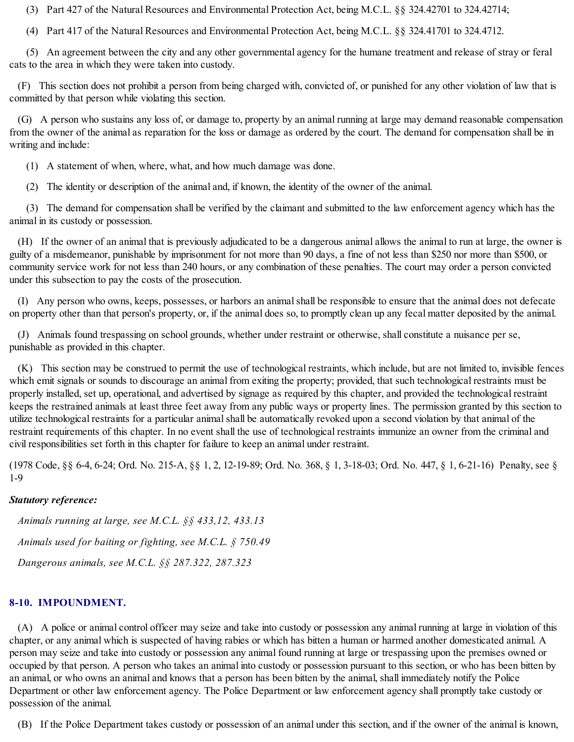(3) Part 427 of the Natural Resources and Environmental Protection Act, being M.C.L. §§ 324.42701 to 324.42714;

(4) Part 417 of the Natural Resources and Environmental Protection Act, being M.C.L. §§ 324.41701 to 324.4712.

(5) An agreement between the city and any other governmental agency for the humane treatment and release of stray or feral cats to the area in which they were taken into custody.

(F) This section does not prohibit a person from being charged with, convicted of, or punished for any other violation of law that is committed by that person while violating this section.

(G) A person who sustains any loss of, or damage to, property by an animal running at large may demand reasonable compensation from the owner of the animal as reparation for the loss or damage as ordered by the court. The demand for compensation shall be in writing and include:

(1) A statement of when, where, what, and how much damage was done.

(2) The identity or description of the animal and, if known, the identity of the owner of the animal.

(3) The demand for compensation shall be verified by the claimant and submitted to the law enforcement agency which has the animal in its custody or possession.

(H) If the owner of an animal that is previously adjudicated to be a dangerous animal allows the animal to run at large, the owner is guilty of a misdemeanor, punishable by imprisonment for not more than 90 days, a fine of not less than $250 nor more than $500, or community service work for not less than 240 hours, or any combination of these penalties. The court may order a person convicted under this subsection to pay the costs of the prosecution.

(I) Any person who owns, keeps, possesses, or harbors an animal shall be responsible to ensure that the animal does not defecate on property other than that person's property, or, if the animal does so, to promptly clean up any fecal matter deposited by the animal.

(J) Animals found trespassing on school grounds, whether under restraint or otherwise, shall constitute a nuisance per se, punishable as provided in this chapter.

(K) This section may be construed to permit the use of technological restraints, which include, but are not limited to, invisible fences which emit signals or sounds to discourage an animal from exiting the property; provided, that such technological restraints must be properly installed, set up, operational, and advertised by signage as required by this chapter, and provided the technological restraint keeps the restrained animals at least three feet away from any public ways or property lines. The permission granted by this section to utilize technological restraints for a particular animal shall be automatically revoked upon a second violation by that animal of the restraint requirements of this chapter. In no event shall the use of technological restraints immunize an owner from the criminal and civil responsibilities set forth in this chapter for failure to keep an animal under restraint.

(1978 Code, §§ 6-4, 6-24; Ord. No. 215-A, §§ 1, 2, 12-19-89; Ord. No. 368, § 1, 3-18-03; Ord. No. 447, § 1, 6-21-16) Penalty, see § 1-9

***Statutory reference:***

*Animals running at large, see M.C.L. §§ 433,12, 433.13*

*Animals used for baiting or fighting, see M.C.L. § 750.49*

*Dangerous animals, see M.C.L. §§ 287.322, 287.323*

### 8-10. IMPOUNDMENT.

(A) A police or animal control officer may seize and take into custody or possession any animal running at large in violation of this chapter, or any animal which is suspected of having rabies or which has bitten a human or harmed another domesticated animal. A person may seize and take into custody or possession any animal found running at large or trespassing upon the premises owned or occupied by that person. A person who takes an animal into custody or possession pursuant to this section, or who has been bitten by an animal, or who owns an animal and knows that a person has been bitten by the animal, shall immediately notify the Police Department or other law enforcement agency. The Police Department or law enforcement agency shall promptly take custody or possession of the animal.

(B) If the Police Department takes custody or possession of an animal under this section, and if the owner of the animal is known,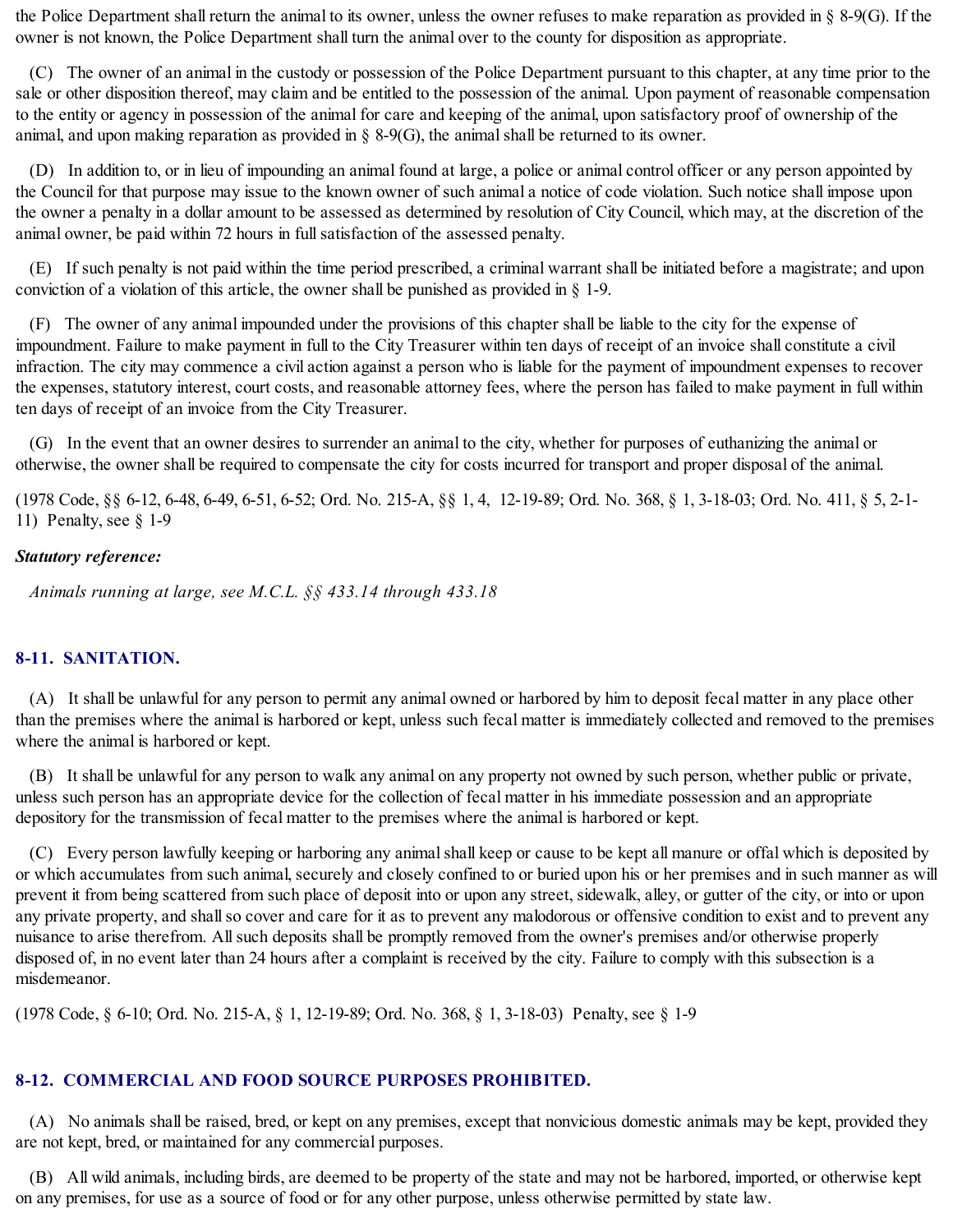the Police Department shall return the animal to its owner, unless the owner refuses to make reparation as provided in § 8-9(G). If the owner is not known, the Police Department shall turn the animal over to the county for disposition as appropriate.

(C) The owner of an animal in the custody or possession of the Police Department pursuant to this chapter, at any time prior to the sale or other disposition thereof, may claim and be entitled to the possession of the animal. Upon payment of reasonable compensation to the entity or agency in possession of the animal for care and keeping of the animal, upon satisfactory proof of ownership of the animal, and upon making reparation as provided in § 8-9(G), the animal shall be returned to its owner.

(D) In addition to, or in lieu of impounding an animal found at large, a police or animal control officer or any person appointed by the Council for that purpose may issue to the known owner of such animal a notice of code violation. Such notice shall impose upon the owner a penalty in a dollar amount to be assessed as determined by resolution of City Council, which may, at the discretion of the animal owner, be paid within 72 hours in full satisfaction of the assessed penalty.

(E) If such penalty is not paid within the time period prescribed, a criminal warrant shall be initiated before a magistrate; and upon conviction of a violation of this article, the owner shall be punished as provided in § 1-9.

(F) The owner of any animal impounded under the provisions of this chapter shall be liable to the city for the expense of impoundment. Failure to make payment in full to the City Treasurer within ten days of receipt of an invoice shall constitute a civil infraction. The city may commence a civil action against a person who is liable for the payment of impoundment expenses to recover the expenses, statutory interest, court costs, and reasonable attorney fees, where the person has failed to make payment in full within ten days of receipt of an invoice from the City Treasurer.

(G) In the event that an owner desires to surrender an animal to the city, whether for purposes of euthanizing the animal or otherwise, the owner shall be required to compensate the city for costs incurred for transport and proper disposal of the animal.

(1978 Code, §§ 6-12, 6-48, 6-49, 6-51, 6-52; Ord. No. 215-A, §§ 1, 4, 12-19-89; Ord. No. 368, § 1, 3-18-03; Ord. No. 411, § 5, 2-1-11) Penalty, see § 1-9

***Statutory reference:***

*Animals running at large, see M.C.L. §§ 433.14 through 433.18*

## 8-11. SANITATION.

(A) It shall be unlawful for any person to permit any animal owned or harbored by him to deposit fecal matter in any place other than the premises where the animal is harbored or kept, unless such fecal matter is immediately collected and removed to the premises where the animal is harbored or kept.

(B) It shall be unlawful for any person to walk any animal on any property not owned by such person, whether public or private, unless such person has an appropriate device for the collection of fecal matter in his immediate possession and an appropriate depository for the transmission of fecal matter to the premises where the animal is harbored or kept.

(C) Every person lawfully keeping or harboring any animal shall keep or cause to be kept all manure or offal which is deposited by or which accumulates from such animal, securely and closely confined to or buried upon his or her premises and in such manner as will prevent it from being scattered from such place of deposit into or upon any street, sidewalk, alley, or gutter of the city, or into or upon any private property, and shall so cover and care for it as to prevent any malodorous or offensive condition to exist and to prevent any nuisance to arise therefrom. All such deposits shall be promptly removed from the owner's premises and/or otherwise properly disposed of, in no event later than 24 hours after a complaint is received by the city. Failure to comply with this subsection is a misdemeanor.

(1978 Code, § 6-10; Ord. No. 215-A, § 1, 12-19-89; Ord. No. 368, § 1, 3-18-03) Penalty, see § 1-9

## 8-12. COMMERCIAL AND FOOD SOURCE PURPOSES PROHIBITED.

(A) No animals shall be raised, bred, or kept on any premises, except that nonvicious domestic animals may be kept, provided they are not kept, bred, or maintained for any commercial purposes.

(B) All wild animals, including birds, are deemed to be property of the state and may not be harbored, imported, or otherwise kept on any premises, for use as a source of food or for any other purpose, unless otherwise permitted by state law.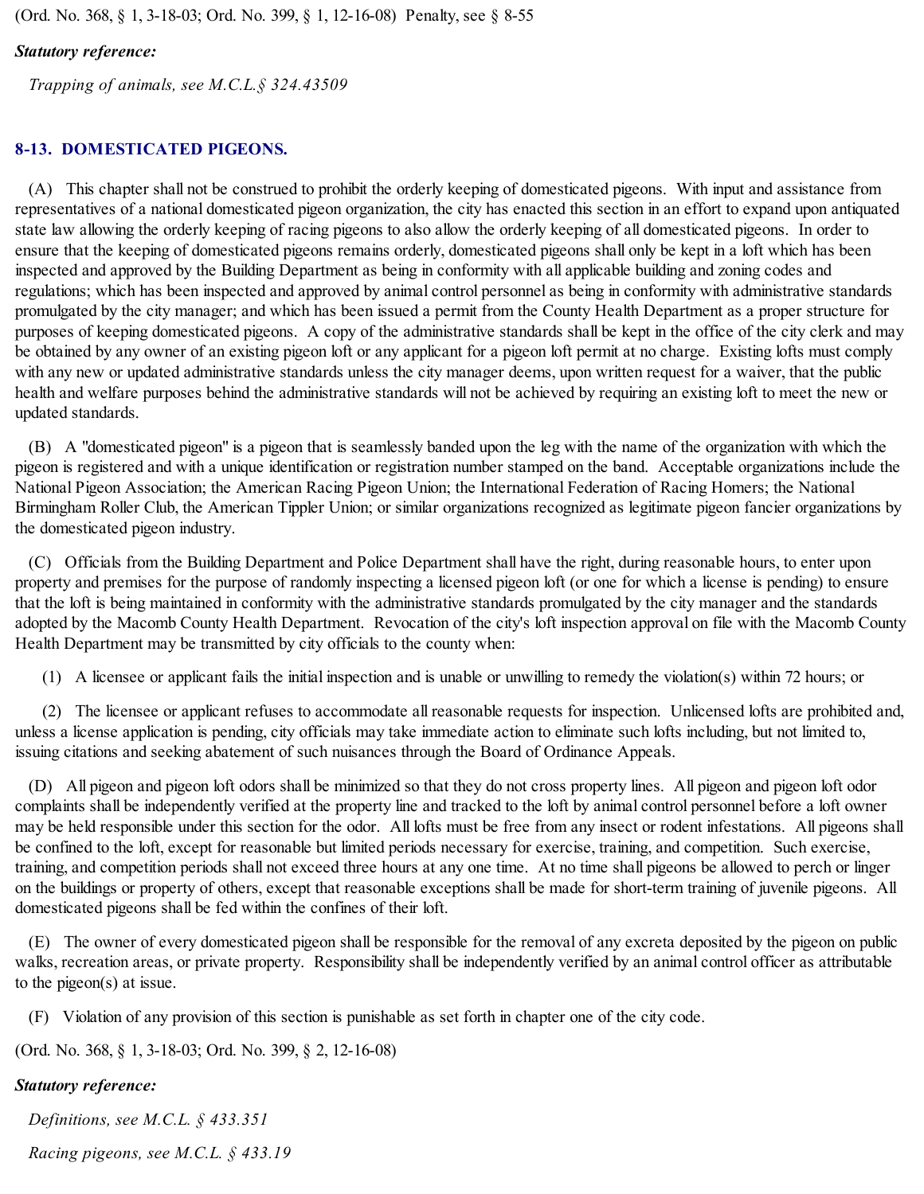(Ord. No. 368, § 1, 3-18-03; Ord. No. 399, § 1, 12-16-08) Penalty, see § 8-55

***Statutory reference:***

*Trapping of animals, see M.C.L.§ 324.43509*

## 8-13. DOMESTICATED PIGEONS.

(A) This chapter shall not be construed to prohibit the orderly keeping of domesticated pigeons. With input and assistance from representatives of a national domesticated pigeon organization, the city has enacted this section in an effort to expand upon antiquated state law allowing the orderly keeping of racing pigeons to also allow the orderly keeping of all domesticated pigeons. In order to ensure that the keeping of domesticated pigeons remains orderly, domesticated pigeons shall only be kept in a loft which has been inspected and approved by the Building Department as being in conformity with all applicable building and zoning codes and regulations; which has been inspected and approved by animal control personnel as being in conformity with administrative standards promulgated by the city manager; and which has been issued a permit from the County Health Department as a proper structure for purposes of keeping domesticated pigeons. A copy of the administrative standards shall be kept in the office of the city clerk and may be obtained by any owner of an existing pigeon loft or any applicant for a pigeon loft permit at no charge. Existing lofts must comply with any new or updated administrative standards unless the city manager deems, upon written request for a waiver, that the public health and welfare purposes behind the administrative standards will not be achieved by requiring an existing loft to meet the new or updated standards.

(B) A "domesticated pigeon" is a pigeon that is seamlessly banded upon the leg with the name of the organization with which the pigeon is registered and with a unique identification or registration number stamped on the band. Acceptable organizations include the National Pigeon Association; the American Racing Pigeon Union; the International Federation of Racing Homers; the National Birmingham Roller Club, the American Tippler Union; or similar organizations recognized as legitimate pigeon fancier organizations by the domesticated pigeon industry.

(C) Officials from the Building Department and Police Department shall have the right, during reasonable hours, to enter upon property and premises for the purpose of randomly inspecting a licensed pigeon loft (or one for which a license is pending) to ensure that the loft is being maintained in conformity with the administrative standards promulgated by the city manager and the standards adopted by the Macomb County Health Department. Revocation of the city's loft inspection approval on file with the Macomb County Health Department may be transmitted by city officials to the county when:

(1) A licensee or applicant fails the initial inspection and is unable or unwilling to remedy the violation(s) within 72 hours; or

(2) The licensee or applicant refuses to accommodate all reasonable requests for inspection. Unlicensed lofts are prohibited and, unless a license application is pending, city officials may take immediate action to eliminate such lofts including, but not limited to, issuing citations and seeking abatement of such nuisances through the Board of Ordinance Appeals.

(D) All pigeon and pigeon loft odors shall be minimized so that they do not cross property lines. All pigeon and pigeon loft odor complaints shall be independently verified at the property line and tracked to the loft by animal control personnel before a loft owner may be held responsible under this section for the odor. All lofts must be free from any insect or rodent infestations. All pigeons shall be confined to the loft, except for reasonable but limited periods necessary for exercise, training, and competition. Such exercise, training, and competition periods shall not exceed three hours at any one time. At no time shall pigeons be allowed to perch or linger on the buildings or property of others, except that reasonable exceptions shall be made for short-term training of juvenile pigeons. All domesticated pigeons shall be fed within the confines of their loft.

(E) The owner of every domesticated pigeon shall be responsible for the removal of any excreta deposited by the pigeon on public walks, recreation areas, or private property. Responsibility shall be independently verified by an animal control officer as attributable to the pigeon(s) at issue.

(F) Violation of any provision of this section is punishable as set forth in chapter one of the city code.

(Ord. No. 368, § 1, 3-18-03; Ord. No. 399, § 2, 12-16-08)

***Statutory reference:***

*Definitions, see M.C.L. § 433.351*

*Racing pigeons, see M.C.L. § 433.19*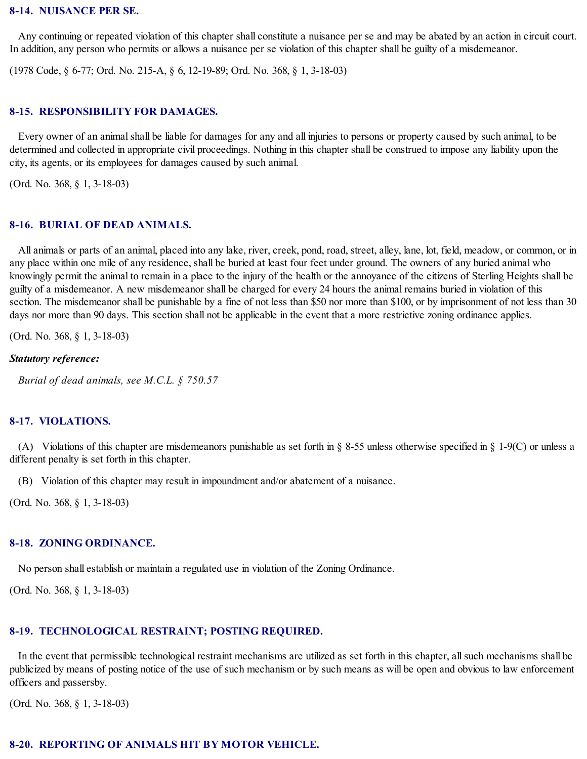### 8-14. NUISANCE PER SE.

Any continuing or repeated violation of this chapter shall constitute a nuisance per se and may be abated by an action in circuit court. In addition, any person who permits or allows a nuisance per se violation of this chapter shall be guilty of a misdemeanor.

(1978 Code, § 6-77; Ord. No. 215-A, § 6, 12-19-89; Ord. No. 368, § 1, 3-18-03)

### 8-15. RESPONSIBILITY FOR DAMAGES.

Every owner of an animal shall be liable for damages for any and all injuries to persons or property caused by such animal, to be determined and collected in appropriate civil proceedings. Nothing in this chapter shall be construed to impose any liability upon the city, its agents, or its employees for damages caused by such animal.

(Ord. No. 368, § 1, 3-18-03)

### 8-16. BURIAL OF DEAD ANIMALS.

All animals or parts of an animal, placed into any lake, river, creek, pond, road, street, alley, lane, lot, field, meadow, or common, or in any place within one mile of any residence, shall be buried at least four feet under ground. The owners of any buried animal who knowingly permit the animal to remain in a place to the injury of the health or the annoyance of the citizens of Sterling Heights shall be guilty of a misdemeanor. A new misdemeanor shall be charged for every 24 hours the animal remains buried in violation of this section. The misdemeanor shall be punishable by a fine of not less than $50 nor more than $100, or by imprisonment of not less than 30 days nor more than 90 days. This section shall not be applicable in the event that a more restrictive zoning ordinance applies.

(Ord. No. 368, § 1, 3-18-03)

***Statutory reference:***

*Burial of dead animals, see M.C.L. § 750.57*

### 8-17. VIOLATIONS.

(A) Violations of this chapter are misdemeanors punishable as set forth in § 8-55 unless otherwise specified in § 1-9(C) or unless a different penalty is set forth in this chapter.

(B) Violation of this chapter may result in impoundment and/or abatement of a nuisance.

(Ord. No. 368, § 1, 3-18-03)

### 8-18. ZONING ORDINANCE.

No person shall establish or maintain a regulated use in violation of the Zoning Ordinance.

(Ord. No. 368, § 1, 3-18-03)

### 8-19. TECHNOLOGICAL RESTRAINT; POSTING REQUIRED.

In the event that permissible technological restraint mechanisms are utilized as set forth in this chapter, all such mechanisms shall be publicized by means of posting notice of the use of such mechanism or by such means as will be open and obvious to law enforcement officers and passersby.

(Ord. No. 368, § 1, 3-18-03)

### 8-20. REPORTING OF ANIMALS HIT BY MOTOR VEHICLE.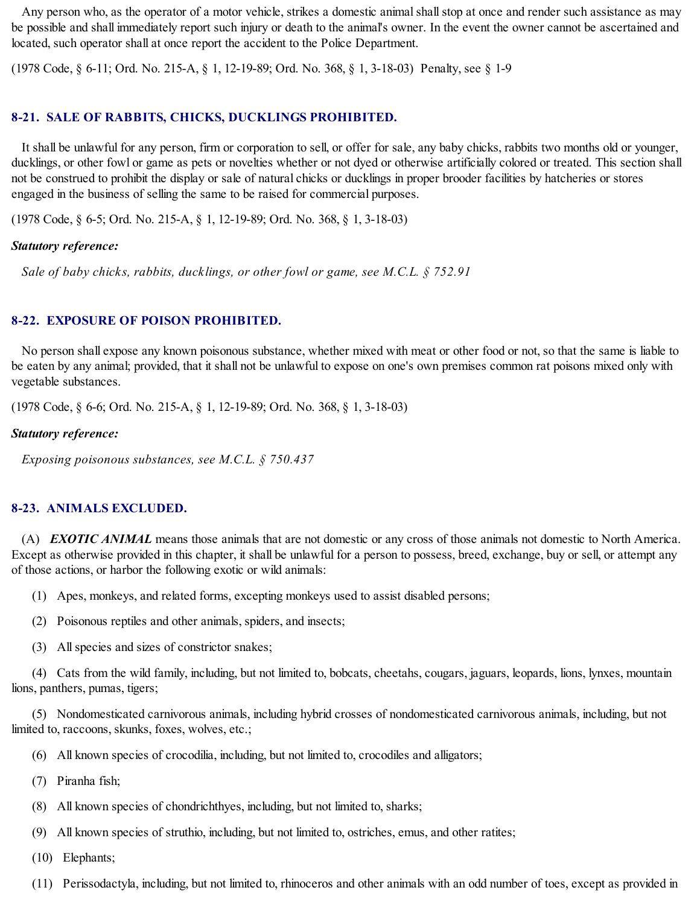Any person who, as the operator of a motor vehicle, strikes a domestic animal shall stop at once and render such assistance as may be possible and shall immediately report such injury or death to the animal's owner. In the event the owner cannot be ascertained and located, such operator shall at once report the accident to the Police Department.

(1978 Code, § 6-11; Ord. No. 215-A, § 1, 12-19-89; Ord. No. 368, § 1, 3-18-03) Penalty, see § 1-9

### 8-21. SALE OF RABBITS, CHICKS, DUCKLINGS PROHIBITED.

It shall be unlawful for any person, firm or corporation to sell, or offer for sale, any baby chicks, rabbits two months old or younger, ducklings, or other fowl or game as pets or novelties whether or not dyed or otherwise artificially colored or treated. This section shall not be construed to prohibit the display or sale of natural chicks or ducklings in proper brooder facilities by hatcheries or stores engaged in the business of selling the same to be raised for commercial purposes.

(1978 Code, § 6-5; Ord. No. 215-A, § 1, 12-19-89; Ord. No. 368, § 1, 3-18-03)

***Statutory reference:***

*Sale of baby chicks, rabbits, ducklings, or other fowl or game, see M.C.L. § 752.91*

### 8-22. EXPOSURE OF POISON PROHIBITED.

No person shall expose any known poisonous substance, whether mixed with meat or other food or not, so that the same is liable to be eaten by any animal; provided, that it shall not be unlawful to expose on one's own premises common rat poisons mixed only with vegetable substances.

(1978 Code, § 6-6; Ord. No. 215-A, § 1, 12-19-89; Ord. No. 368, § 1, 3-18-03)

***Statutory reference:***

*Exposing poisonous substances, see M.C.L. § 750.437*

### 8-23. ANIMALS EXCLUDED.

(A) ***EXOTIC ANIMAL*** means those animals that are not domestic or any cross of those animals not domestic to North America. Except as otherwise provided in this chapter, it shall be unlawful for a person to possess, breed, exchange, buy or sell, or attempt any of those actions, or harbor the following exotic or wild animals:

(1) Apes, monkeys, and related forms, excepting monkeys used to assist disabled persons;

(2) Poisonous reptiles and other animals, spiders, and insects;

(3) All species and sizes of constrictor snakes;

(4) Cats from the wild family, including, but not limited to, bobcats, cheetahs, cougars, jaguars, leopards, lions, lynxes, mountain lions, panthers, pumas, tigers;

(5) Nondomesticated carnivorous animals, including hybrid crosses of nondomesticated carnivorous animals, including, but not limited to, raccoons, skunks, foxes, wolves, etc.;

(6) All known species of crocodilia, including, but not limited to, crocodiles and alligators;

(7) Piranha fish;

(8) All known species of chondrichthyes, including, but not limited to, sharks;

(9) All known species of struthio, including, but not limited to, ostriches, emus, and other ratites;

(10) Elephants;

(11) Perissodactyla, including, but not limited to, rhinoceros and other animals with an odd number of toes, except as provided in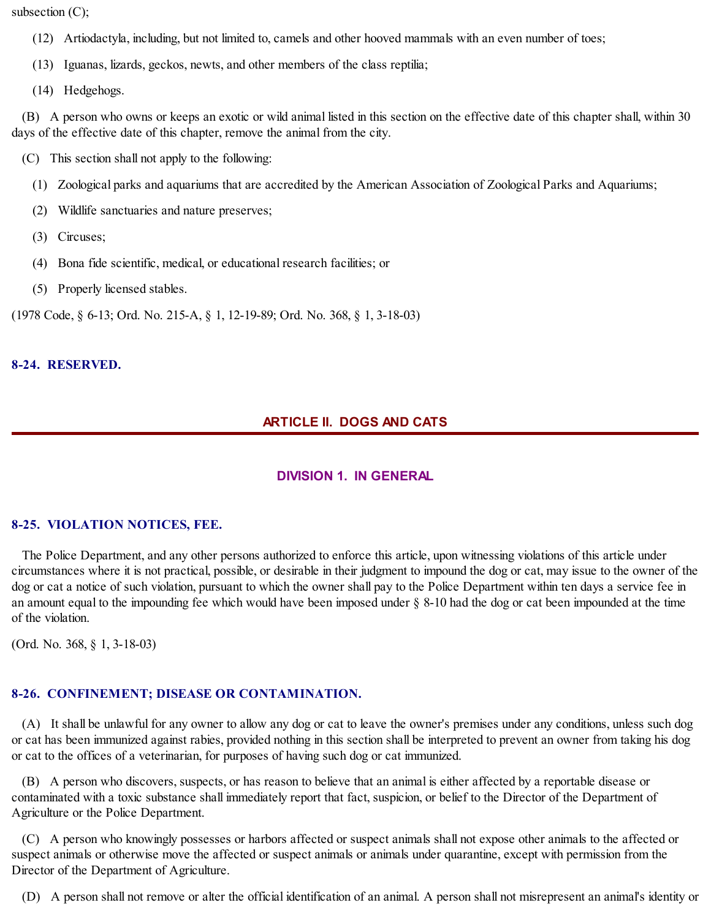subsection (C);

(12) Artiodactyla, including, but not limited to, camels and other hooved mammals with an even number of toes;

(13) Iguanas, lizards, geckos, newts, and other members of the class reptilia;

(14) Hedgehogs.

(B) A person who owns or keeps an exotic or wild animal listed in this section on the effective date of this chapter shall, within 30 days of the effective date of this chapter, remove the animal from the city.

(C) This section shall not apply to the following:

(1) Zoological parks and aquariums that are accredited by the American Association of Zoological Parks and Aquariums;

(2) Wildlife sanctuaries and nature preserves;

(3) Circuses;

(4) Bona fide scientific, medical, or educational research facilities; or

(5) Properly licensed stables.

(1978 Code, § 6-13; Ord. No. 215-A, § 1, 12-19-89; Ord. No. 368, § 1, 3-18-03)

### 8-24. RESERVED.

## ARTICLE II. DOGS AND CATS

## DIVISION 1. IN GENERAL

### 8-25. VIOLATION NOTICES, FEE.

The Police Department, and any other persons authorized to enforce this article, upon witnessing violations of this article under circumstances where it is not practical, possible, or desirable in their judgment to impound the dog or cat, may issue to the owner of the dog or cat a notice of such violation, pursuant to which the owner shall pay to the Police Department within ten days a service fee in an amount equal to the impounding fee which would have been imposed under § 8-10 had the dog or cat been impounded at the time of the violation.

(Ord. No. 368, § 1, 3-18-03)

### 8-26. CONFINEMENT; DISEASE OR CONTAMINATION.

(A) It shall be unlawful for any owner to allow any dog or cat to leave the owner's premises under any conditions, unless such dog or cat has been immunized against rabies, provided nothing in this section shall be interpreted to prevent an owner from taking his dog or cat to the offices of a veterinarian, for purposes of having such dog or cat immunized.

(B) A person who discovers, suspects, or has reason to believe that an animal is either affected by a reportable disease or contaminated with a toxic substance shall immediately report that fact, suspicion, or belief to the Director of the Department of Agriculture or the Police Department.

(C) A person who knowingly possesses or harbors affected or suspect animals shall not expose other animals to the affected or suspect animals or otherwise move the affected or suspect animals or animals under quarantine, except with permission from the Director of the Department of Agriculture.

(D) A person shall not remove or alter the official identification of an animal. A person shall not misrepresent an animal's identity or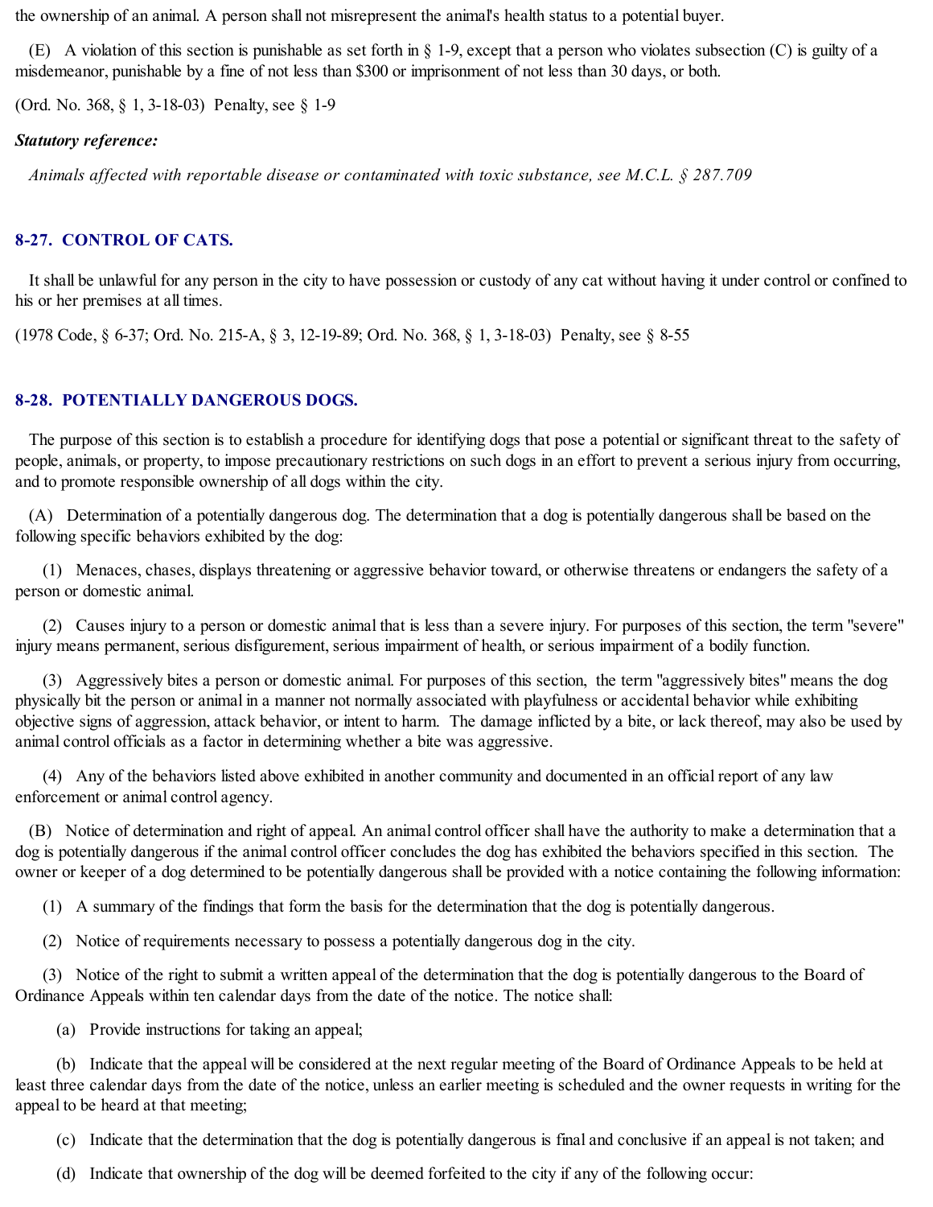the ownership of an animal. A person shall not misrepresent the animal's health status to a potential buyer.

(E) A violation of this section is punishable as set forth in § 1-9, except that a person who violates subsection (C) is guilty of a misdemeanor, punishable by a fine of not less than $300 or imprisonment of not less than 30 days, or both.

(Ord. No. 368, § 1, 3-18-03) Penalty, see § 1-9

***Statutory reference:***

*Animals affected with reportable disease or contaminated with toxic substance, see M.C.L. § 287.709*

### 8-27. CONTROL OF CATS.

It shall be unlawful for any person in the city to have possession or custody of any cat without having it under control or confined to his or her premises at all times.

(1978 Code, § 6-37; Ord. No. 215-A, § 3, 12-19-89; Ord. No. 368, § 1, 3-18-03) Penalty, see § 8-55

### 8-28. POTENTIALLY DANGEROUS DOGS.

The purpose of this section is to establish a procedure for identifying dogs that pose a potential or significant threat to the safety of people, animals, or property, to impose precautionary restrictions on such dogs in an effort to prevent a serious injury from occurring, and to promote responsible ownership of all dogs within the city.

(A) Determination of a potentially dangerous dog. The determination that a dog is potentially dangerous shall be based on the following specific behaviors exhibited by the dog:

(1) Menaces, chases, displays threatening or aggressive behavior toward, or otherwise threatens or endangers the safety of a person or domestic animal.

(2) Causes injury to a person or domestic animal that is less than a severe injury. For purposes of this section, the term "severe" injury means permanent, serious disfigurement, serious impairment of health, or serious impairment of a bodily function.

(3) Aggressively bites a person or domestic animal. For purposes of this section, the term "aggressively bites" means the dog physically bit the person or animal in a manner not normally associated with playfulness or accidental behavior while exhibiting objective signs of aggression, attack behavior, or intent to harm. The damage inflicted by a bite, or lack thereof, may also be used by animal control officials as a factor in determining whether a bite was aggressive.

(4) Any of the behaviors listed above exhibited in another community and documented in an official report of any law enforcement or animal control agency.

(B) Notice of determination and right of appeal. An animal control officer shall have the authority to make a determination that a dog is potentially dangerous if the animal control officer concludes the dog has exhibited the behaviors specified in this section. The owner or keeper of a dog determined to be potentially dangerous shall be provided with a notice containing the following information:

(1) A summary of the findings that form the basis for the determination that the dog is potentially dangerous.

(2) Notice of requirements necessary to possess a potentially dangerous dog in the city.

(3) Notice of the right to submit a written appeal of the determination that the dog is potentially dangerous to the Board of Ordinance Appeals within ten calendar days from the date of the notice. The notice shall:

(a) Provide instructions for taking an appeal;

(b) Indicate that the appeal will be considered at the next regular meeting of the Board of Ordinance Appeals to be held at least three calendar days from the date of the notice, unless an earlier meeting is scheduled and the owner requests in writing for the appeal to be heard at that meeting;

(c) Indicate that the determination that the dog is potentially dangerous is final and conclusive if an appeal is not taken; and

(d) Indicate that ownership of the dog will be deemed forfeited to the city if any of the following occur: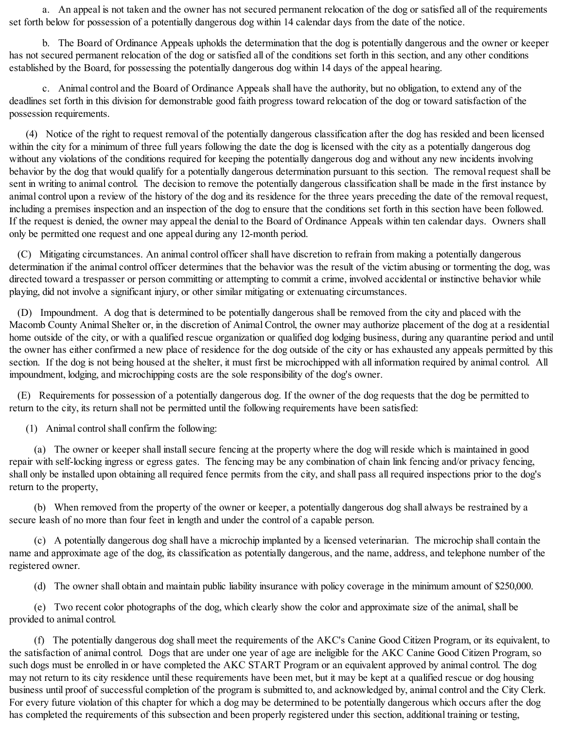a. An appeal is not taken and the owner has not secured permanent relocation of the dog or satisfied all of the requirements set forth below for possession of a potentially dangerous dog within 14 calendar days from the date of the notice.

b. The Board of Ordinance Appeals upholds the determination that the dog is potentially dangerous and the owner or keeper has not secured permanent relocation of the dog or satisfied all of the conditions set forth in this section, and any other conditions established by the Board, for possessing the potentially dangerous dog within 14 days of the appeal hearing.

c. Animal control and the Board of Ordinance Appeals shall have the authority, but no obligation, to extend any of the deadlines set forth in this division for demonstrable good faith progress toward relocation of the dog or toward satisfaction of the possession requirements.

(4) Notice of the right to request removal of the potentially dangerous classification after the dog has resided and been licensed within the city for a minimum of three full years following the date the dog is licensed with the city as a potentially dangerous dog without any violations of the conditions required for keeping the potentially dangerous dog and without any new incidents involving behavior by the dog that would qualify for a potentially dangerous determination pursuant to this section. The removal request shall be sent in writing to animal control. The decision to remove the potentially dangerous classification shall be made in the first instance by animal control upon a review of the history of the dog and its residence for the three years preceding the date of the removal request, including a premises inspection and an inspection of the dog to ensure that the conditions set forth in this section have been followed. If the request is denied, the owner may appeal the denial to the Board of Ordinance Appeals within ten calendar days. Owners shall only be permitted one request and one appeal during any 12-month period.

(C) Mitigating circumstances. An animal control officer shall have discretion to refrain from making a potentially dangerous determination if the animal control officer determines that the behavior was the result of the victim abusing or tormenting the dog, was directed toward a trespasser or person committing or attempting to commit a crime, involved accidental or instinctive behavior while playing, did not involve a significant injury, or other similar mitigating or extenuating circumstances.

(D) Impoundment. A dog that is determined to be potentially dangerous shall be removed from the city and placed with the Macomb County Animal Shelter or, in the discretion of Animal Control, the owner may authorize placement of the dog at a residential home outside of the city, or with a qualified rescue organization or qualified dog lodging business, during any quarantine period and until the owner has either confirmed a new place of residence for the dog outside of the city or has exhausted any appeals permitted by this section. If the dog is not being housed at the shelter, it must first be microchipped with all information required by animal control. All impoundment, lodging, and microchipping costs are the sole responsibility of the dog's owner.

(E) Requirements for possession of a potentially dangerous dog. If the owner of the dog requests that the dog be permitted to return to the city, its return shall not be permitted until the following requirements have been satisfied:

(1) Animal control shall confirm the following:

(a) The owner or keeper shall install secure fencing at the property where the dog will reside which is maintained in good repair with self-locking ingress or egress gates. The fencing may be any combination of chain link fencing and/or privacy fencing, shall only be installed upon obtaining all required fence permits from the city, and shall pass all required inspections prior to the dog's return to the property,

(b) When removed from the property of the owner or keeper, a potentially dangerous dog shall always be restrained by a secure leash of no more than four feet in length and under the control of a capable person.

(c) A potentially dangerous dog shall have a microchip implanted by a licensed veterinarian. The microchip shall contain the name and approximate age of the dog, its classification as potentially dangerous, and the name, address, and telephone number of the registered owner.

(d) The owner shall obtain and maintain public liability insurance with policy coverage in the minimum amount of $250,000.

(e) Two recent color photographs of the dog, which clearly show the color and approximate size of the animal, shall be provided to animal control.

(f) The potentially dangerous dog shall meet the requirements of the AKC's Canine Good Citizen Program, or its equivalent, to the satisfaction of animal control. Dogs that are under one year of age are ineligible for the AKC Canine Good Citizen Program, so such dogs must be enrolled in or have completed the AKC START Program or an equivalent approved by animal control. The dog may not return to its city residence until these requirements have been met, but it may be kept at a qualified rescue or dog housing business until proof of successful completion of the program is submitted to, and acknowledged by, animal control and the City Clerk. For every future violation of this chapter for which a dog may be determined to be potentially dangerous which occurs after the dog has completed the requirements of this subsection and been properly registered under this section, additional training or testing,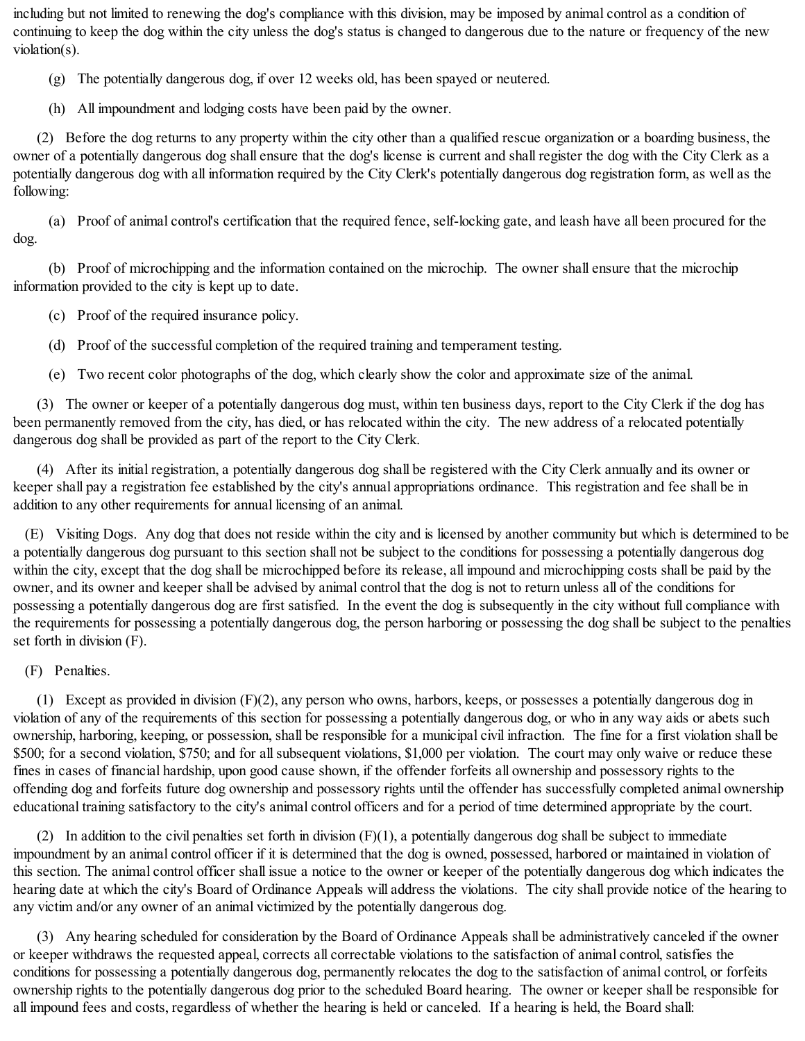including but not limited to renewing the dog's compliance with this division, may be imposed by animal control as a condition of continuing to keep the dog within the city unless the dog's status is changed to dangerous due to the nature or frequency of the new violation(s).

(g) The potentially dangerous dog, if over 12 weeks old, has been spayed or neutered.

(h) All impoundment and lodging costs have been paid by the owner.

(2) Before the dog returns to any property within the city other than a qualified rescue organization or a boarding business, the owner of a potentially dangerous dog shall ensure that the dog's license is current and shall register the dog with the City Clerk as a potentially dangerous dog with all information required by the City Clerk's potentially dangerous dog registration form, as well as the following:

(a) Proof of animal control's certification that the required fence, self-locking gate, and leash have all been procured for the dog.

(b) Proof of microchipping and the information contained on the microchip. The owner shall ensure that the microchip information provided to the city is kept up to date.

(c) Proof of the required insurance policy.

(d) Proof of the successful completion of the required training and temperament testing.

(e) Two recent color photographs of the dog, which clearly show the color and approximate size of the animal.

(3) The owner or keeper of a potentially dangerous dog must, within ten business days, report to the City Clerk if the dog has been permanently removed from the city, has died, or has relocated within the city. The new address of a relocated potentially dangerous dog shall be provided as part of the report to the City Clerk.

(4) After its initial registration, a potentially dangerous dog shall be registered with the City Clerk annually and its owner or keeper shall pay a registration fee established by the city's annual appropriations ordinance. This registration and fee shall be in addition to any other requirements for annual licensing of an animal.

(E) Visiting Dogs. Any dog that does not reside within the city and is licensed by another community but which is determined to be a potentially dangerous dog pursuant to this section shall not be subject to the conditions for possessing a potentially dangerous dog within the city, except that the dog shall be microchipped before its release, all impound and microchipping costs shall be paid by the owner, and its owner and keeper shall be advised by animal control that the dog is not to return unless all of the conditions for possessing a potentially dangerous dog are first satisfied. In the event the dog is subsequently in the city without full compliance with the requirements for possessing a potentially dangerous dog, the person harboring or possessing the dog shall be subject to the penalties set forth in division (F).

(F) Penalties.

(1) Except as provided in division (F)(2), any person who owns, harbors, keeps, or possesses a potentially dangerous dog in violation of any of the requirements of this section for possessing a potentially dangerous dog, or who in any way aids or abets such ownership, harboring, keeping, or possession, shall be responsible for a municipal civil infraction. The fine for a first violation shall be \$500; for a second violation, \$750; and for all subsequent violations, \$1,000 per violation. The court may only waive or reduce these fines in cases of financial hardship, upon good cause shown, if the offender forfeits all ownership and possessory rights to the offending dog and forfeits future dog ownership and possessory rights until the offender has successfully completed animal ownership educational training satisfactory to the city's animal control officers and for a period of time determined appropriate by the court.

(2) In addition to the civil penalties set forth in division (F)(1), a potentially dangerous dog shall be subject to immediate impoundment by an animal control officer if it is determined that the dog is owned, possessed, harbored or maintained in violation of this section. The animal control officer shall issue a notice to the owner or keeper of the potentially dangerous dog which indicates the hearing date at which the city's Board of Ordinance Appeals will address the violations. The city shall provide notice of the hearing to any victim and/or any owner of an animal victimized by the potentially dangerous dog.

(3) Any hearing scheduled for consideration by the Board of Ordinance Appeals shall be administratively canceled if the owner or keeper withdraws the requested appeal, corrects all correctable violations to the satisfaction of animal control, satisfies the conditions for possessing a potentially dangerous dog, permanently relocates the dog to the satisfaction of animal control, or forfeits ownership rights to the potentially dangerous dog prior to the scheduled Board hearing. The owner or keeper shall be responsible for all impound fees and costs, regardless of whether the hearing is held or canceled. If a hearing is held, the Board shall: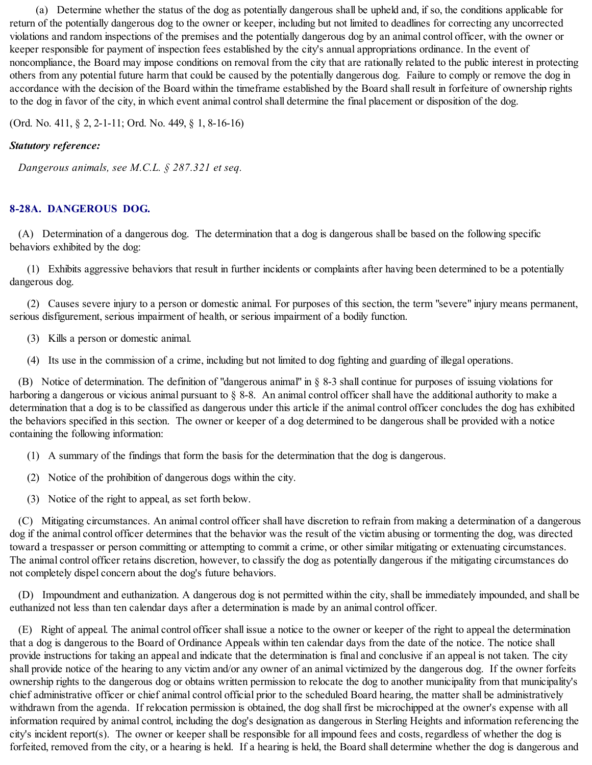(a) Determine whether the status of the dog as potentially dangerous shall be upheld and, if so, the conditions applicable for return of the potentially dangerous dog to the owner or keeper, including but not limited to deadlines for correcting any uncorrected violations and random inspections of the premises and the potentially dangerous dog by an animal control officer, with the owner or keeper responsible for payment of inspection fees established by the city's annual appropriations ordinance. In the event of noncompliance, the Board may impose conditions on removal from the city that are rationally related to the public interest in protecting others from any potential future harm that could be caused by the potentially dangerous dog. Failure to comply or remove the dog in accordance with the decision of the Board within the timeframe established by the Board shall result in forfeiture of ownership rights to the dog in favor of the city, in which event animal control shall determine the final placement or disposition of the dog.

(Ord. No. 411, § 2, 2-1-11; Ord. No. 449, § 1, 8-16-16)

***Statutory reference:***

*Dangerous animals, see M.C.L. § 287.321 et seq.*

## 8-28A. DANGEROUS DOG.

(A) Determination of a dangerous dog. The determination that a dog is dangerous shall be based on the following specific behaviors exhibited by the dog:

(1) Exhibits aggressive behaviors that result in further incidents or complaints after having been determined to be a potentially dangerous dog.

(2) Causes severe injury to a person or domestic animal. For purposes of this section, the term "severe" injury means permanent, serious disfigurement, serious impairment of health, or serious impairment of a bodily function.

(3) Kills a person or domestic animal.

(4) Its use in the commission of a crime, including but not limited to dog fighting and guarding of illegal operations.

(B) Notice of determination. The definition of "dangerous animal" in § 8-3 shall continue for purposes of issuing violations for harboring a dangerous or vicious animal pursuant to § 8-8. An animal control officer shall have the additional authority to make a determination that a dog is to be classified as dangerous under this article if the animal control officer concludes the dog has exhibited the behaviors specified in this section. The owner or keeper of a dog determined to be dangerous shall be provided with a notice containing the following information:

(1) A summary of the findings that form the basis for the determination that the dog is dangerous.

(2) Notice of the prohibition of dangerous dogs within the city.

(3) Notice of the right to appeal, as set forth below.

(C) Mitigating circumstances. An animal control officer shall have discretion to refrain from making a determination of a dangerous dog if the animal control officer determines that the behavior was the result of the victim abusing or tormenting the dog, was directed toward a trespasser or person committing or attempting to commit a crime, or other similar mitigating or extenuating circumstances. The animal control officer retains discretion, however, to classify the dog as potentially dangerous if the mitigating circumstances do not completely dispel concern about the dog's future behaviors.

(D) Impoundment and euthanization. A dangerous dog is not permitted within the city, shall be immediately impounded, and shall be euthanized not less than ten calendar days after a determination is made by an animal control officer.

(E) Right of appeal. The animal control officer shall issue a notice to the owner or keeper of the right to appeal the determination that a dog is dangerous to the Board of Ordinance Appeals within ten calendar days from the date of the notice. The notice shall provide instructions for taking an appeal and indicate that the determination is final and conclusive if an appeal is not taken. The city shall provide notice of the hearing to any victim and/or any owner of an animal victimized by the dangerous dog. If the owner forfeits ownership rights to the dangerous dog or obtains written permission to relocate the dog to another municipality from that municipality's chief administrative officer or chief animal control official prior to the scheduled Board hearing, the matter shall be administratively withdrawn from the agenda. If relocation permission is obtained, the dog shall first be microchipped at the owner's expense with all information required by animal control, including the dog's designation as dangerous in Sterling Heights and information referencing the city's incident report(s). The owner or keeper shall be responsible for all impound fees and costs, regardless of whether the dog is forfeited, removed from the city, or a hearing is held. If a hearing is held, the Board shall determine whether the dog is dangerous and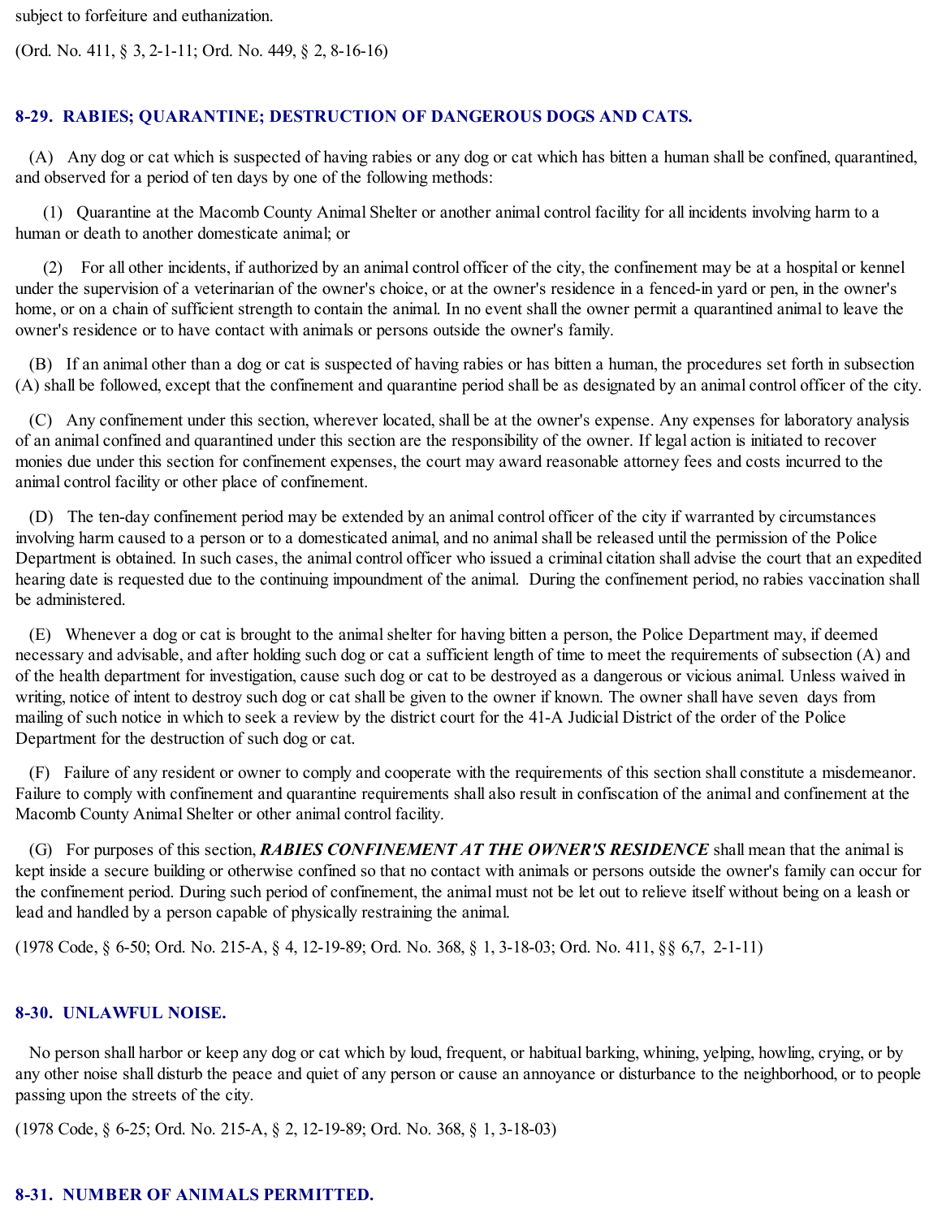subject to forfeiture and euthanization.

(Ord. No. 411, § 3, 2-1-11; Ord. No. 449, § 2, 8-16-16)

## 8-29. RABIES; QUARANTINE; DESTRUCTION OF DANGEROUS DOGS AND CATS.

(A) Any dog or cat which is suspected of having rabies or any dog or cat which has bitten a human shall be confined, quarantined, and observed for a period of ten days by one of the following methods:

(1) Quarantine at the Macomb County Animal Shelter or another animal control facility for all incidents involving harm to a human or death to another domesticate animal; or

(2) For all other incidents, if authorized by an animal control officer of the city, the confinement may be at a hospital or kennel under the supervision of a veterinarian of the owner's choice, or at the owner's residence in a fenced-in yard or pen, in the owner's home, or on a chain of sufficient strength to contain the animal. In no event shall the owner permit a quarantined animal to leave the owner's residence or to have contact with animals or persons outside the owner's family.

(B) If an animal other than a dog or cat is suspected of having rabies or has bitten a human, the procedures set forth in subsection (A) shall be followed, except that the confinement and quarantine period shall be as designated by an animal control officer of the city.

(C) Any confinement under this section, wherever located, shall be at the owner's expense. Any expenses for laboratory analysis of an animal confined and quarantined under this section are the responsibility of the owner. If legal action is initiated to recover monies due under this section for confinement expenses, the court may award reasonable attorney fees and costs incurred to the animal control facility or other place of confinement.

(D) The ten-day confinement period may be extended by an animal control officer of the city if warranted by circumstances involving harm caused to a person or to a domesticated animal, and no animal shall be released until the permission of the Police Department is obtained. In such cases, the animal control officer who issued a criminal citation shall advise the court that an expedited hearing date is requested due to the continuing impoundment of the animal. During the confinement period, no rabies vaccination shall be administered.

(E) Whenever a dog or cat is brought to the animal shelter for having bitten a person, the Police Department may, if deemed necessary and advisable, and after holding such dog or cat a sufficient length of time to meet the requirements of subsection (A) and of the health department for investigation, cause such dog or cat to be destroyed as a dangerous or vicious animal. Unless waived in writing, notice of intent to destroy such dog or cat shall be given to the owner if known. The owner shall have seven days from mailing of such notice in which to seek a review by the district court for the 41-A Judicial District of the order of the Police Department for the destruction of such dog or cat.

(F) Failure of any resident or owner to comply and cooperate with the requirements of this section shall constitute a misdemeanor. Failure to comply with confinement and quarantine requirements shall also result in confiscation of the animal and confinement at the Macomb County Animal Shelter or other animal control facility.

(G) For purposes of this section, ***RABIES CONFINEMENT AT THE OWNER'S RESIDENCE*** shall mean that the animal is kept inside a secure building or otherwise confined so that no contact with animals or persons outside the owner's family can occur for the confinement period. During such period of confinement, the animal must not be let out to relieve itself without being on a leash or lead and handled by a person capable of physically restraining the animal.

(1978 Code, § 6-50; Ord. No. 215-A, § 4, 12-19-89; Ord. No. 368, § 1, 3-18-03; Ord. No. 411, §§ 6,7, 2-1-11)

## 8-30. UNLAWFUL NOISE.

No person shall harbor or keep any dog or cat which by loud, frequent, or habitual barking, whining, yelping, howling, crying, or by any other noise shall disturb the peace and quiet of any person or cause an annoyance or disturbance to the neighborhood, or to people passing upon the streets of the city.

(1978 Code, § 6-25; Ord. No. 215-A, § 2, 12-19-89; Ord. No. 368, § 1, 3-18-03)

## 8-31. NUMBER OF ANIMALS PERMITTED.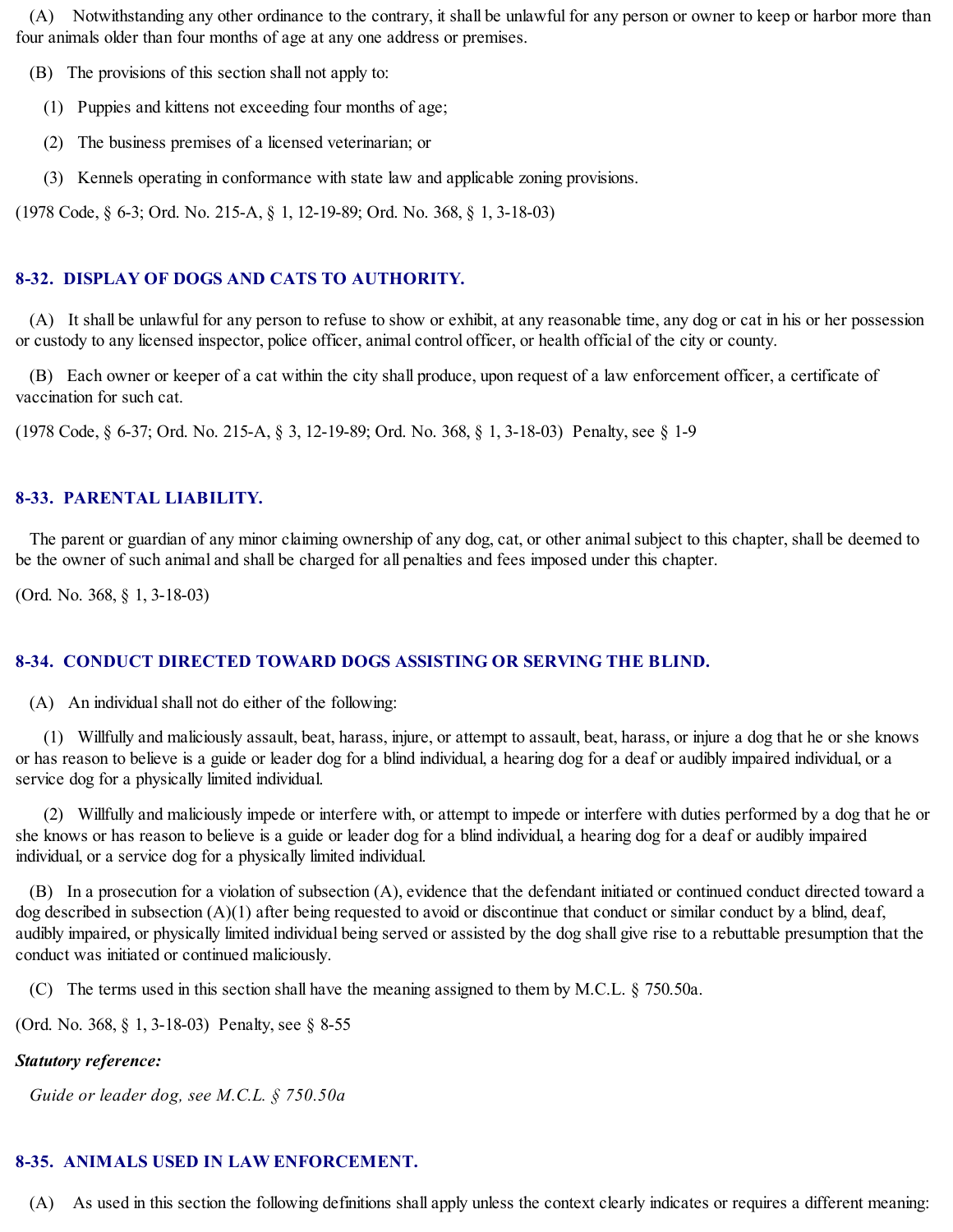(A) Notwithstanding any other ordinance to the contrary, it shall be unlawful for any person or owner to keep or harbor more than four animals older than four months of age at any one address or premises.

(B) The provisions of this section shall not apply to:

(1) Puppies and kittens not exceeding four months of age;

(2) The business premises of a licensed veterinarian; or

(3) Kennels operating in conformance with state law and applicable zoning provisions.

(1978 Code, § 6-3; Ord. No. 215-A, § 1, 12-19-89; Ord. No. 368, § 1, 3-18-03)

### 8-32. DISPLAY OF DOGS AND CATS TO AUTHORITY.

(A) It shall be unlawful for any person to refuse to show or exhibit, at any reasonable time, any dog or cat in his or her possession or custody to any licensed inspector, police officer, animal control officer, or health official of the city or county.

(B) Each owner or keeper of a cat within the city shall produce, upon request of a law enforcement officer, a certificate of vaccination for such cat.

(1978 Code, § 6-37; Ord. No. 215-A, § 3, 12-19-89; Ord. No. 368, § 1, 3-18-03) Penalty, see § 1-9

### 8-33. PARENTAL LIABILITY.

The parent or guardian of any minor claiming ownership of any dog, cat, or other animal subject to this chapter, shall be deemed to be the owner of such animal and shall be charged for all penalties and fees imposed under this chapter.

(Ord. No. 368, § 1, 3-18-03)

### 8-34. CONDUCT DIRECTED TOWARD DOGS ASSISTING OR SERVING THE BLIND.

(A) An individual shall not do either of the following:

(1) Willfully and maliciously assault, beat, harass, injure, or attempt to assault, beat, harass, or injure a dog that he or she knows or has reason to believe is a guide or leader dog for a blind individual, a hearing dog for a deaf or audibly impaired individual, or a service dog for a physically limited individual.

(2) Willfully and maliciously impede or interfere with, or attempt to impede or interfere with duties performed by a dog that he or she knows or has reason to believe is a guide or leader dog for a blind individual, a hearing dog for a deaf or audibly impaired individual, or a service dog for a physically limited individual.

(B) In a prosecution for a violation of subsection (A), evidence that the defendant initiated or continued conduct directed toward a dog described in subsection (A)(1) after being requested to avoid or discontinue that conduct or similar conduct by a blind, deaf, audibly impaired, or physically limited individual being served or assisted by the dog shall give rise to a rebuttable presumption that the conduct was initiated or continued maliciously.

(C) The terms used in this section shall have the meaning assigned to them by M.C.L. § 750.50a.

(Ord. No. 368, § 1, 3-18-03) Penalty, see § 8-55

***Statutory reference:***

*Guide or leader dog, see M.C.L. § 750.50a*

### 8-35. ANIMALS USED IN LAW ENFORCEMENT.

(A) As used in this section the following definitions shall apply unless the context clearly indicates or requires a different meaning: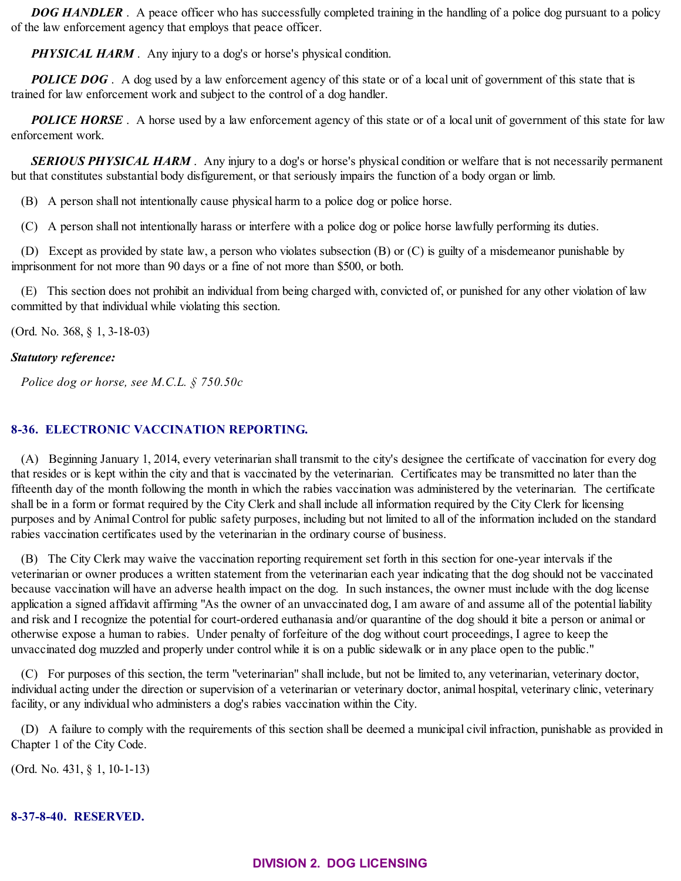***DOG HANDLER*** . A peace officer who has successfully completed training in the handling of a police dog pursuant to a policy of the law enforcement agency that employs that peace officer.

***PHYSICAL HARM*** . Any injury to a dog's or horse's physical condition.

***POLICE DOG*** . A dog used by a law enforcement agency of this state or of a local unit of government of this state that is trained for law enforcement work and subject to the control of a dog handler.

***POLICE HORSE*** . A horse used by a law enforcement agency of this state or of a local unit of government of this state for law enforcement work.

***SERIOUS PHYSICAL HARM*** . Any injury to a dog's or horse's physical condition or welfare that is not necessarily permanent but that constitutes substantial body disfigurement, or that seriously impairs the function of a body organ or limb.

(B) A person shall not intentionally cause physical harm to a police dog or police horse.

(C) A person shall not intentionally harass or interfere with a police dog or police horse lawfully performing its duties.

(D) Except as provided by state law, a person who violates subsection (B) or (C) is guilty of a misdemeanor punishable by imprisonment for not more than 90 days or a fine of not more than $500, or both.

(E) This section does not prohibit an individual from being charged with, convicted of, or punished for any other violation of law committed by that individual while violating this section.

(Ord. No. 368, § 1, 3-18-03)

***Statutory reference:***

*Police dog or horse, see M.C.L. § 750.50c*

### 8-36. ELECTRONIC VACCINATION REPORTING.

(A) Beginning January 1, 2014, every veterinarian shall transmit to the city's designee the certificate of vaccination for every dog that resides or is kept within the city and that is vaccinated by the veterinarian. Certificates may be transmitted no later than the fifteenth day of the month following the month in which the rabies vaccination was administered by the veterinarian. The certificate shall be in a form or format required by the City Clerk and shall include all information required by the City Clerk for licensing purposes and by Animal Control for public safety purposes, including but not limited to all of the information included on the standard rabies vaccination certificates used by the veterinarian in the ordinary course of business.

(B) The City Clerk may waive the vaccination reporting requirement set forth in this section for one-year intervals if the veterinarian or owner produces a written statement from the veterinarian each year indicating that the dog should not be vaccinated because vaccination will have an adverse health impact on the dog. In such instances, the owner must include with the dog license application a signed affidavit affirming "As the owner of an unvaccinated dog, I am aware of and assume all of the potential liability and risk and I recognize the potential for court-ordered euthanasia and/or quarantine of the dog should it bite a person or animal or otherwise expose a human to rabies. Under penalty of forfeiture of the dog without court proceedings, I agree to keep the unvaccinated dog muzzled and properly under control while it is on a public sidewalk or in any place open to the public."

(C) For purposes of this section, the term "veterinarian" shall include, but not be limited to, any veterinarian, veterinary doctor, individual acting under the direction or supervision of a veterinarian or veterinary doctor, animal hospital, veterinary clinic, veterinary facility, or any individual who administers a dog's rabies vaccination within the City.

(D) A failure to comply with the requirements of this section shall be deemed a municipal civil infraction, punishable as provided in Chapter 1 of the City Code.

(Ord. No. 431, § 1, 10-1-13)

### 8-37-8-40. RESERVED.

## DIVISION 2. DOG LICENSING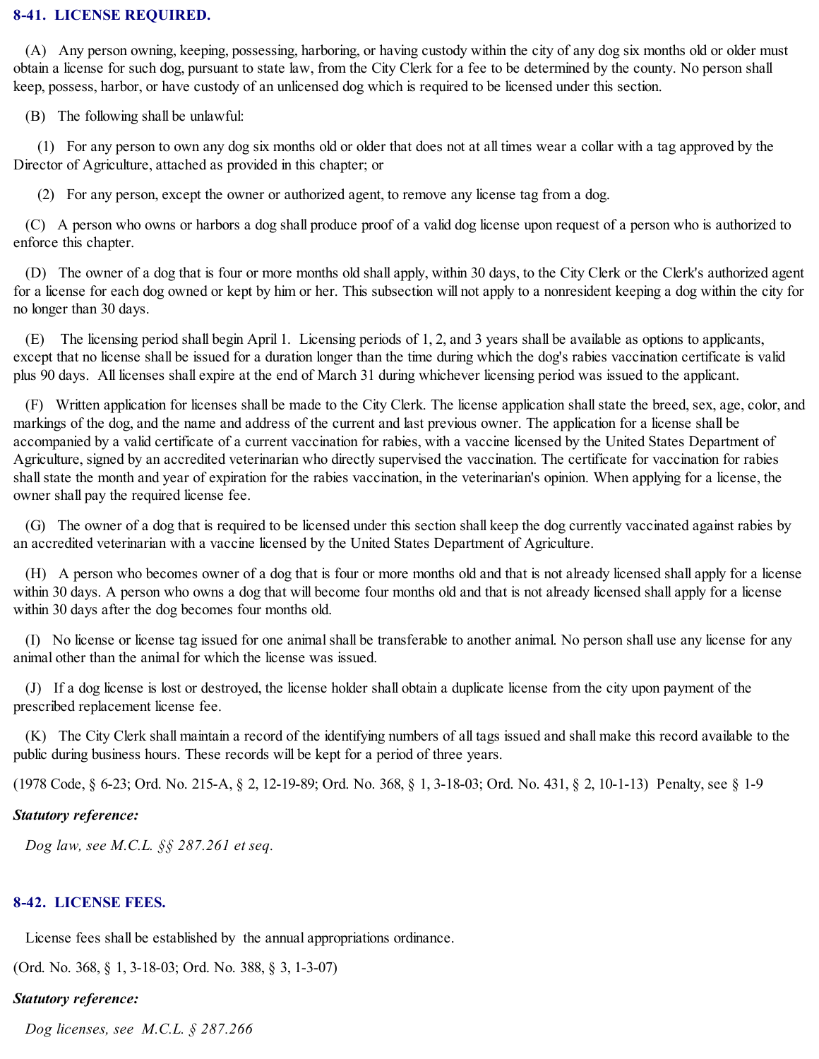## 8-41. LICENSE REQUIRED.

(A) Any person owning, keeping, possessing, harboring, or having custody within the city of any dog six months old or older must obtain a license for such dog, pursuant to state law, from the City Clerk for a fee to be determined by the county. No person shall keep, possess, harbor, or have custody of an unlicensed dog which is required to be licensed under this section.

(B) The following shall be unlawful:

(1) For any person to own any dog six months old or older that does not at all times wear a collar with a tag approved by the Director of Agriculture, attached as provided in this chapter; or

(2) For any person, except the owner or authorized agent, to remove any license tag from a dog.

(C) A person who owns or harbors a dog shall produce proof of a valid dog license upon request of a person who is authorized to enforce this chapter.

(D) The owner of a dog that is four or more months old shall apply, within 30 days, to the City Clerk or the Clerk's authorized agent for a license for each dog owned or kept by him or her. This subsection will not apply to a nonresident keeping a dog within the city for no longer than 30 days.

(E) The licensing period shall begin April 1. Licensing periods of 1, 2, and 3 years shall be available as options to applicants, except that no license shall be issued for a duration longer than the time during which the dog's rabies vaccination certificate is valid plus 90 days. All licenses shall expire at the end of March 31 during whichever licensing period was issued to the applicant.

(F) Written application for licenses shall be made to the City Clerk. The license application shall state the breed, sex, age, color, and markings of the dog, and the name and address of the current and last previous owner. The application for a license shall be accompanied by a valid certificate of a current vaccination for rabies, with a vaccine licensed by the United States Department of Agriculture, signed by an accredited veterinarian who directly supervised the vaccination. The certificate for vaccination for rabies shall state the month and year of expiration for the rabies vaccination, in the veterinarian's opinion. When applying for a license, the owner shall pay the required license fee.

(G) The owner of a dog that is required to be licensed under this section shall keep the dog currently vaccinated against rabies by an accredited veterinarian with a vaccine licensed by the United States Department of Agriculture.

(H) A person who becomes owner of a dog that is four or more months old and that is not already licensed shall apply for a license within 30 days. A person who owns a dog that will become four months old and that is not already licensed shall apply for a license within 30 days after the dog becomes four months old.

(I) No license or license tag issued for one animal shall be transferable to another animal. No person shall use any license for any animal other than the animal for which the license was issued.

(J) If a dog license is lost or destroyed, the license holder shall obtain a duplicate license from the city upon payment of the prescribed replacement license fee.

(K) The City Clerk shall maintain a record of the identifying numbers of all tags issued and shall make this record available to the public during business hours. These records will be kept for a period of three years.

(1978 Code, § 6-23; Ord. No. 215-A, § 2, 12-19-89; Ord. No. 368, § 1, 3-18-03; Ord. No. 431, § 2, 10-1-13) Penalty, see § 1-9

***Statutory reference:***

*Dog law, see M.C.L. §§ 287.261 et seq.*

## 8-42. LICENSE FEES.

License fees shall be established by the annual appropriations ordinance.

(Ord. No. 368, § 1, 3-18-03; Ord. No. 388, § 3, 1-3-07)

***Statutory reference:***

*Dog licenses, see M.C.L. § 287.266*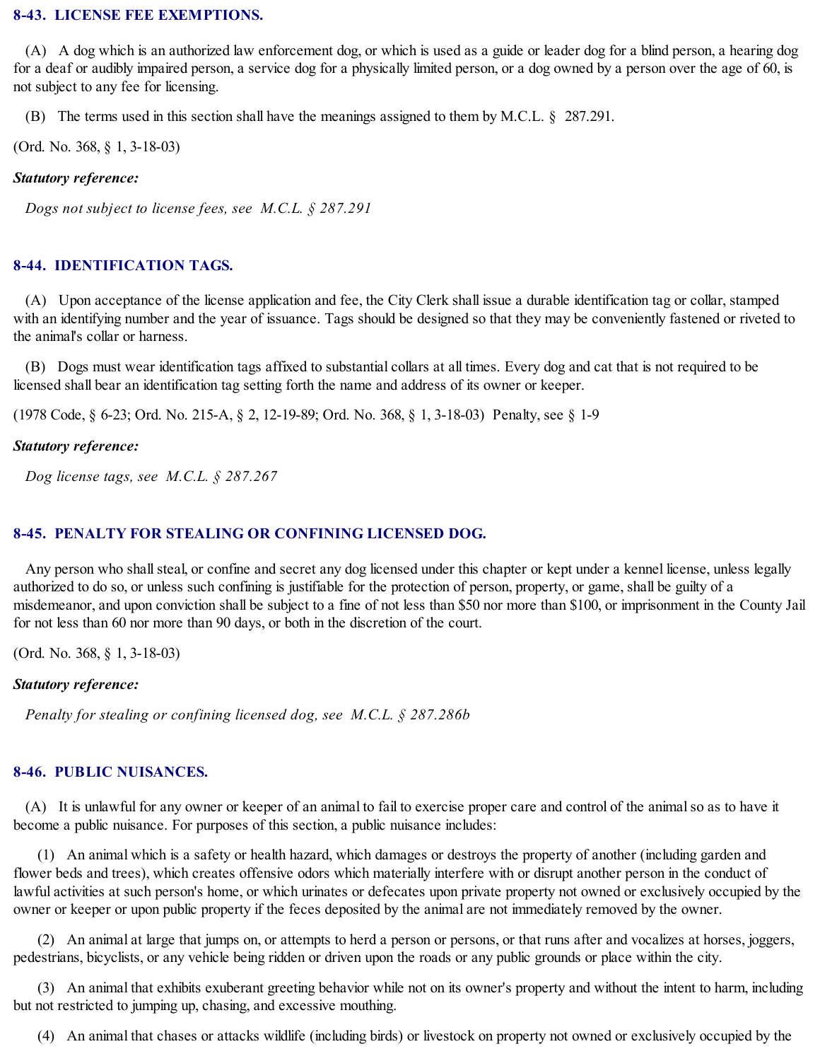### 8-43. LICENSE FEE EXEMPTIONS.

(A) A dog which is an authorized law enforcement dog, or which is used as a guide or leader dog for a blind person, a hearing dog for a deaf or audibly impaired person, a service dog for a physically limited person, or a dog owned by a person over the age of 60, is not subject to any fee for licensing.

(B) The terms used in this section shall have the meanings assigned to them by M.C.L. § 287.291.

(Ord. No. 368, § 1, 3-18-03)

***Statutory reference:***

*Dogs not subject to license fees, see M.C.L. § 287.291*

### 8-44. IDENTIFICATION TAGS.

(A) Upon acceptance of the license application and fee, the City Clerk shall issue a durable identification tag or collar, stamped with an identifying number and the year of issuance. Tags should be designed so that they may be conveniently fastened or riveted to the animal's collar or harness.

(B) Dogs must wear identification tags affixed to substantial collars at all times. Every dog and cat that is not required to be licensed shall bear an identification tag setting forth the name and address of its owner or keeper.

(1978 Code, § 6-23; Ord. No. 215-A, § 2, 12-19-89; Ord. No. 368, § 1, 3-18-03) Penalty, see § 1-9

***Statutory reference:***

*Dog license tags, see M.C.L. § 287.267*

### 8-45. PENALTY FOR STEALING OR CONFINING LICENSED DOG.

Any person who shall steal, or confine and secret any dog licensed under this chapter or kept under a kennel license, unless legally authorized to do so, or unless such confining is justifiable for the protection of person, property, or game, shall be guilty of a misdemeanor, and upon conviction shall be subject to a fine of not less than $50 nor more than $100, or imprisonment in the County Jail for not less than 60 nor more than 90 days, or both in the discretion of the court.

(Ord. No. 368, § 1, 3-18-03)

***Statutory reference:***

*Penalty for stealing or confining licensed dog, see M.C.L. § 287.286b*

### 8-46. PUBLIC NUISANCES.

(A) It is unlawful for any owner or keeper of an animal to fail to exercise proper care and control of the animal so as to have it become a public nuisance. For purposes of this section, a public nuisance includes:

(1) An animal which is a safety or health hazard, which damages or destroys the property of another (including garden and flower beds and trees), which creates offensive odors which materially interfere with or disrupt another person in the conduct of lawful activities at such person's home, or which urinates or defecates upon private property not owned or exclusively occupied by the owner or keeper or upon public property if the feces deposited by the animal are not immediately removed by the owner.

(2) An animal at large that jumps on, or attempts to herd a person or persons, or that runs after and vocalizes at horses, joggers, pedestrians, bicyclists, or any vehicle being ridden or driven upon the roads or any public grounds or place within the city.

(3) An animal that exhibits exuberant greeting behavior while not on its owner's property and without the intent to harm, including but not restricted to jumping up, chasing, and excessive mouthing.

(4) An animal that chases or attacks wildlife (including birds) or livestock on property not owned or exclusively occupied by the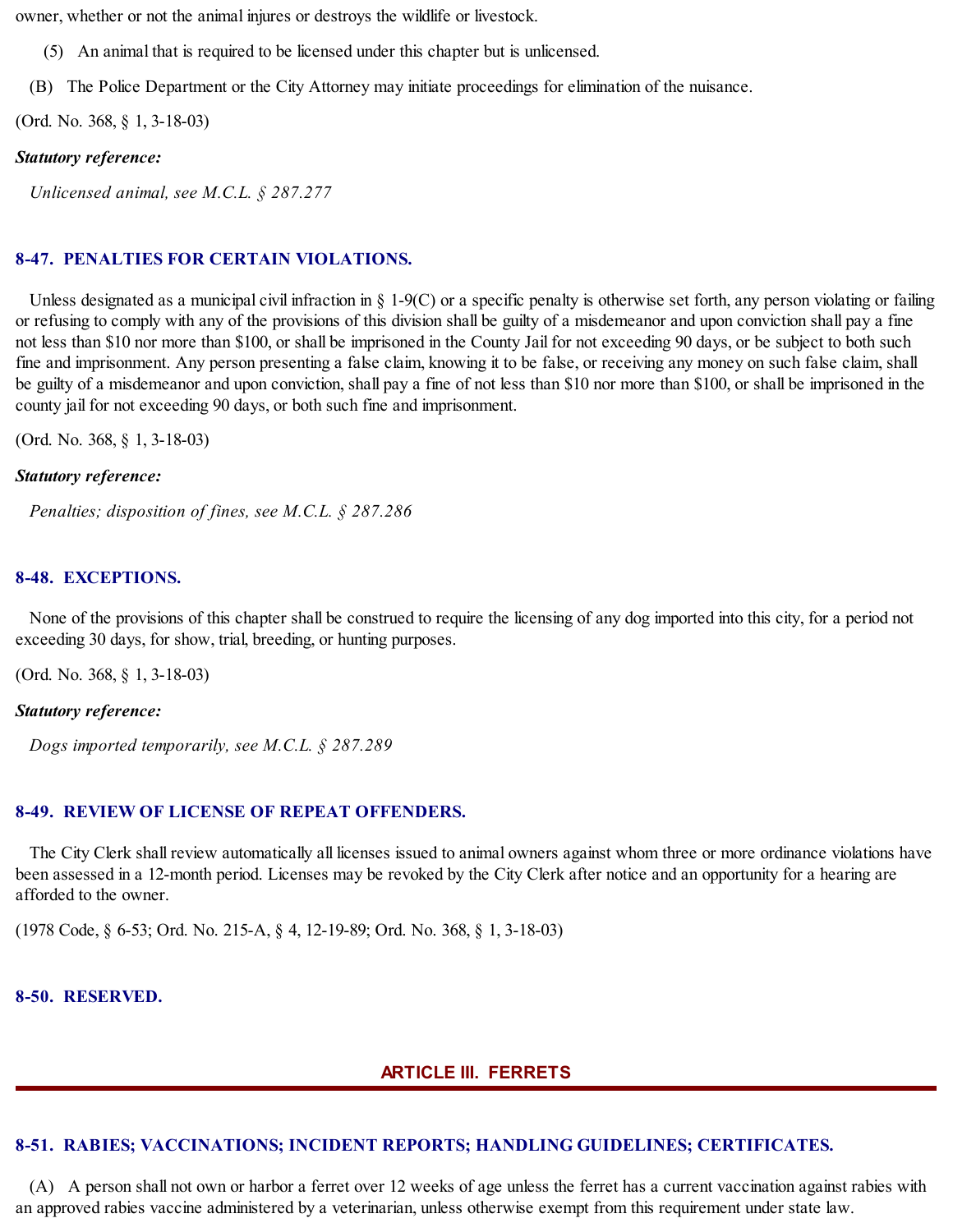owner, whether or not the animal injures or destroys the wildlife or livestock.

(5) An animal that is required to be licensed under this chapter but is unlicensed.

(B) The Police Department or the City Attorney may initiate proceedings for elimination of the nuisance.

(Ord. No. 368, § 1, 3-18-03)

***Statutory reference:***

*Unlicensed animal, see M.C.L. § 287.277*

### 8-47. PENALTIES FOR CERTAIN VIOLATIONS.

Unless designated as a municipal civil infraction in § 1-9(C) or a specific penalty is otherwise set forth, any person violating or failing or refusing to comply with any of the provisions of this division shall be guilty of a misdemeanor and upon conviction shall pay a fine not less than $10 nor more than $100, or shall be imprisoned in the County Jail for not exceeding 90 days, or be subject to both such fine and imprisonment. Any person presenting a false claim, knowing it to be false, or receiving any money on such false claim, shall be guilty of a misdemeanor and upon conviction, shall pay a fine of not less than $10 nor more than $100, or shall be imprisoned in the county jail for not exceeding 90 days, or both such fine and imprisonment.

(Ord. No. 368, § 1, 3-18-03)

***Statutory reference:***

*Penalties; disposition of fines, see M.C.L. § 287.286*

### 8-48. EXCEPTIONS.

None of the provisions of this chapter shall be construed to require the licensing of any dog imported into this city, for a period not exceeding 30 days, for show, trial, breeding, or hunting purposes.

(Ord. No. 368, § 1, 3-18-03)

***Statutory reference:***

*Dogs imported temporarily, see M.C.L. § 287.289*

### 8-49. REVIEW OF LICENSE OF REPEAT OFFENDERS.

The City Clerk shall review automatically all licenses issued to animal owners against whom three or more ordinance violations have been assessed in a 12-month period. Licenses may be revoked by the City Clerk after notice and an opportunity for a hearing are afforded to the owner.

(1978 Code, § 6-53; Ord. No. 215-A, § 4, 12-19-89; Ord. No. 368, § 1, 3-18-03)

### 8-50. RESERVED.

## ARTICLE III. FERRETS

### 8-51. RABIES; VACCINATIONS; INCIDENT REPORTS; HANDLING GUIDELINES; CERTIFICATES.

(A) A person shall not own or harbor a ferret over 12 weeks of age unless the ferret has a current vaccination against rabies with an approved rabies vaccine administered by a veterinarian, unless otherwise exempt from this requirement under state law.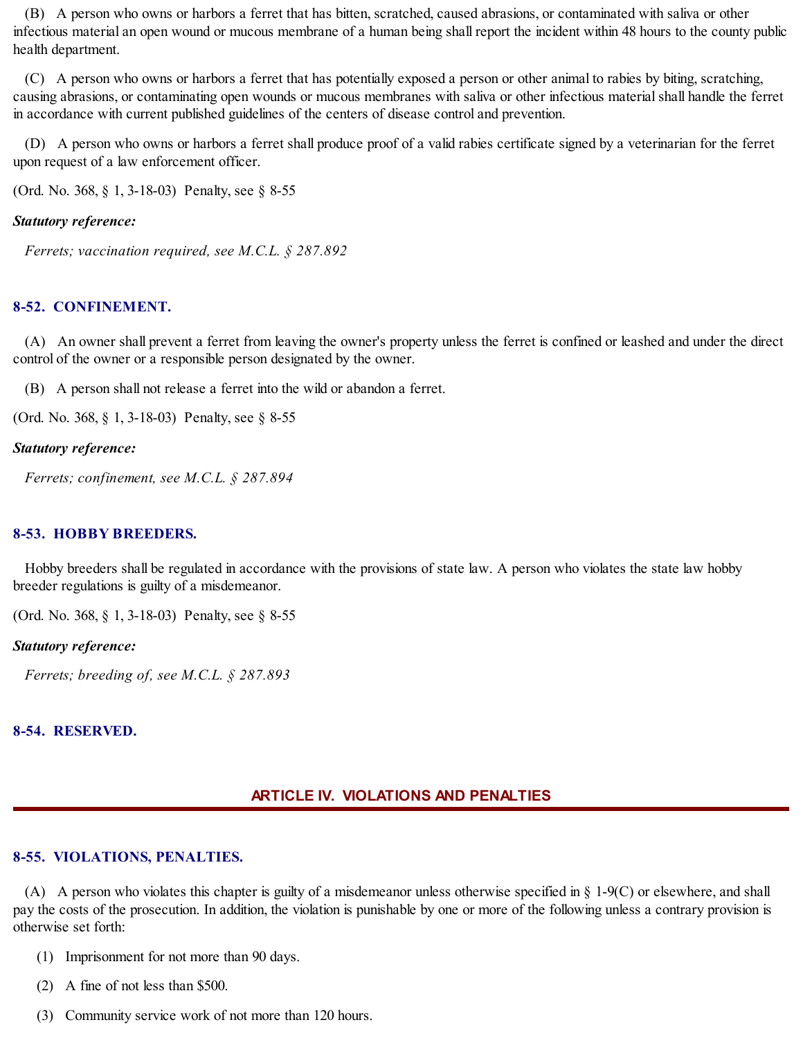(B) A person who owns or harbors a ferret that has bitten, scratched, caused abrasions, or contaminated with saliva or other infectious material an open wound or mucous membrane of a human being shall report the incident within 48 hours to the county public health department.

(C) A person who owns or harbors a ferret that has potentially exposed a person or other animal to rabies by biting, scratching, causing abrasions, or contaminating open wounds or mucous membranes with saliva or other infectious material shall handle the ferret in accordance with current published guidelines of the centers of disease control and prevention.

(D) A person who owns or harbors a ferret shall produce proof of a valid rabies certificate signed by a veterinarian for the ferret upon request of a law enforcement officer.

(Ord. No. 368, § 1, 3-18-03) Penalty, see § 8-55

***Statutory reference:***

*Ferrets; vaccination required, see M.C.L. § 287.892*

### 8-52. CONFINEMENT.

(A) An owner shall prevent a ferret from leaving the owner's property unless the ferret is confined or leashed and under the direct control of the owner or a responsible person designated by the owner.

(B) A person shall not release a ferret into the wild or abandon a ferret.

(Ord. No. 368, § 1, 3-18-03) Penalty, see § 8-55

***Statutory reference:***

*Ferrets; confinement, see M.C.L. § 287.894*

### 8-53. HOBBY BREEDERS.

Hobby breeders shall be regulated in accordance with the provisions of state law. A person who violates the state law hobby breeder regulations is guilty of a misdemeanor.

(Ord. No. 368, § 1, 3-18-03) Penalty, see § 8-55

***Statutory reference:***

*Ferrets; breeding of, see M.C.L. § 287.893*

### 8-54. RESERVED.

## ARTICLE IV. VIOLATIONS AND PENALTIES

### 8-55. VIOLATIONS, PENALTIES.

(A) A person who violates this chapter is guilty of a misdemeanor unless otherwise specified in § 1-9(C) or elsewhere, and shall pay the costs of the prosecution. In addition, the violation is punishable by one or more of the following unless a contrary provision is otherwise set forth:

(1) Imprisonment for not more than 90 days.

(2) A fine of not less than $500.

(3) Community service work of not more than 120 hours.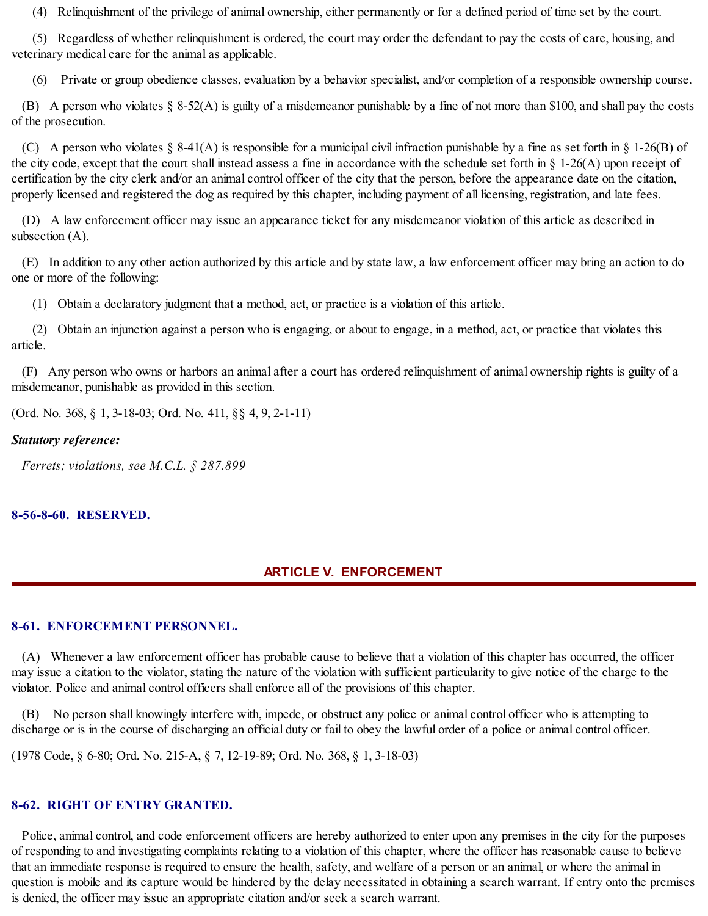(4) Relinquishment of the privilege of animal ownership, either permanently or for a defined period of time set by the court.

(5) Regardless of whether relinquishment is ordered, the court may order the defendant to pay the costs of care, housing, and veterinary medical care for the animal as applicable.

(6) Private or group obedience classes, evaluation by a behavior specialist, and/or completion of a responsible ownership course.

(B) A person who violates § 8-52(A) is guilty of a misdemeanor punishable by a fine of not more than $100, and shall pay the costs of the prosecution.

(C) A person who violates § 8-41(A) is responsible for a municipal civil infraction punishable by a fine as set forth in § 1-26(B) of the city code, except that the court shall instead assess a fine in accordance with the schedule set forth in § 1-26(A) upon receipt of certification by the city clerk and/or an animal control officer of the city that the person, before the appearance date on the citation, properly licensed and registered the dog as required by this chapter, including payment of all licensing, registration, and late fees.

(D) A law enforcement officer may issue an appearance ticket for any misdemeanor violation of this article as described in subsection (A).

(E) In addition to any other action authorized by this article and by state law, a law enforcement officer may bring an action to do one or more of the following:

(1) Obtain a declaratory judgment that a method, act, or practice is a violation of this article.

(2) Obtain an injunction against a person who is engaging, or about to engage, in a method, act, or practice that violates this article.

(F) Any person who owns or harbors an animal after a court has ordered relinquishment of animal ownership rights is guilty of a misdemeanor, punishable as provided in this section.

(Ord. No. 368, § 1, 3-18-03; Ord. No. 411, §§ 4, 9, 2-1-11)

***Statutory reference:***

*Ferrets; violations, see M.C.L. § 287.899*

### 8-56-8-60. RESERVED.

## ARTICLE V. ENFORCEMENT

### 8-61. ENFORCEMENT PERSONNEL.

(A) Whenever a law enforcement officer has probable cause to believe that a violation of this chapter has occurred, the officer may issue a citation to the violator, stating the nature of the violation with sufficient particularity to give notice of the charge to the violator. Police and animal control officers shall enforce all of the provisions of this chapter.

(B) No person shall knowingly interfere with, impede, or obstruct any police or animal control officer who is attempting to discharge or is in the course of discharging an official duty or fail to obey the lawful order of a police or animal control officer.

(1978 Code, § 6-80; Ord. No. 215-A, § 7, 12-19-89; Ord. No. 368, § 1, 3-18-03)

### 8-62. RIGHT OF ENTRY GRANTED.

Police, animal control, and code enforcement officers are hereby authorized to enter upon any premises in the city for the purposes of responding to and investigating complaints relating to a violation of this chapter, where the officer has reasonable cause to believe that an immediate response is required to ensure the health, safety, and welfare of a person or an animal, or where the animal in question is mobile and its capture would be hindered by the delay necessitated in obtaining a search warrant. If entry onto the premises is denied, the officer may issue an appropriate citation and/or seek a search warrant.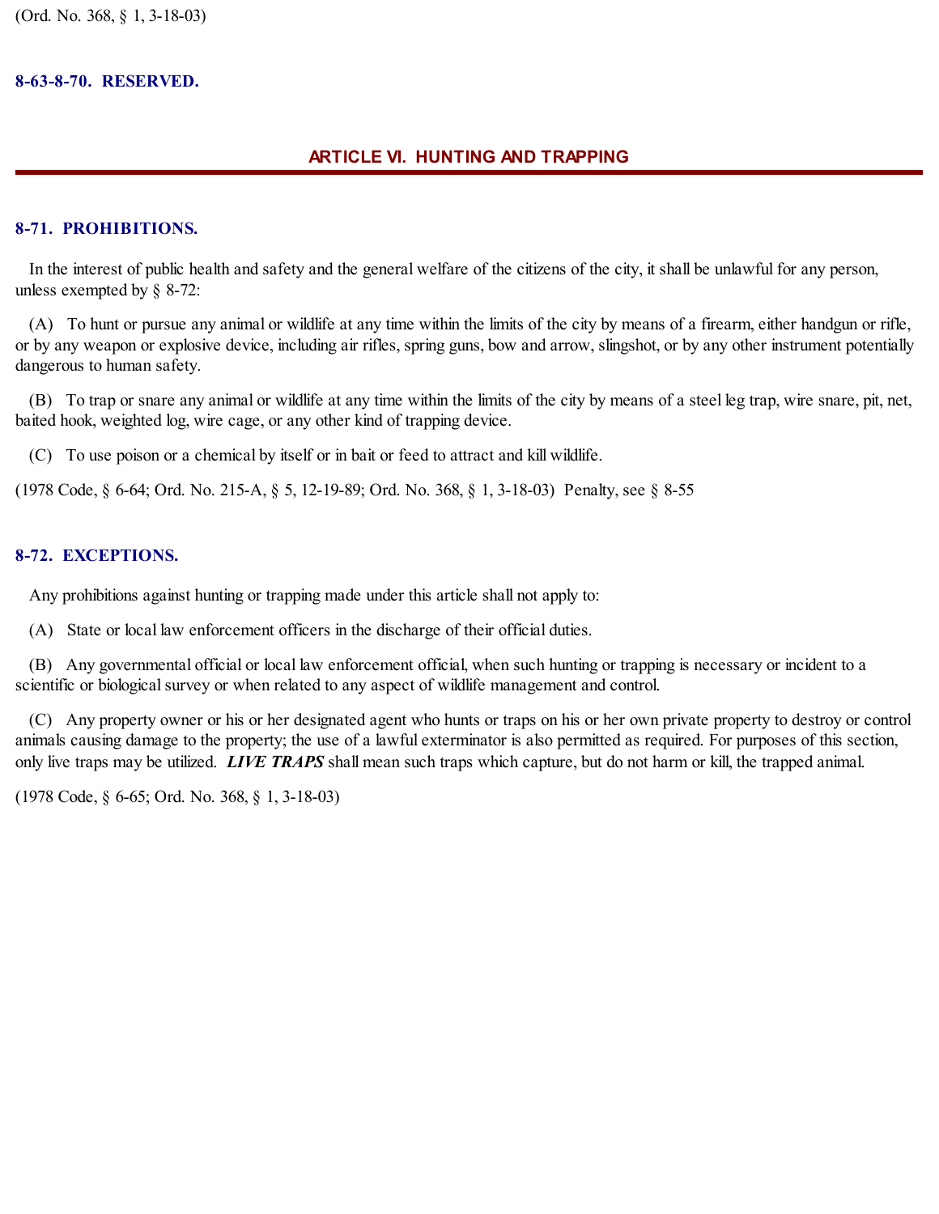(Ord. No. 368, § 1, 3-18-03)

### 8-63-8-70. RESERVED.

## ARTICLE VI. HUNTING AND TRAPPING

### 8-71. PROHIBITIONS.

In the interest of public health and safety and the general welfare of the citizens of the city, it shall be unlawful for any person, unless exempted by § 8-72:

(A) To hunt or pursue any animal or wildlife at any time within the limits of the city by means of a firearm, either handgun or rifle, or by any weapon or explosive device, including air rifles, spring guns, bow and arrow, slingshot, or by any other instrument potentially dangerous to human safety.

(B) To trap or snare any animal or wildlife at any time within the limits of the city by means of a steel leg trap, wire snare, pit, net, baited hook, weighted log, wire cage, or any other kind of trapping device.

(C) To use poison or a chemical by itself or in bait or feed to attract and kill wildlife.

(1978 Code, § 6-64; Ord. No. 215-A, § 5, 12-19-89; Ord. No. 368, § 1, 3-18-03) Penalty, see § 8-55

### 8-72. EXCEPTIONS.

Any prohibitions against hunting or trapping made under this article shall not apply to:

(A) State or local law enforcement officers in the discharge of their official duties.

(B) Any governmental official or local law enforcement official, when such hunting or trapping is necessary or incident to a scientific or biological survey or when related to any aspect of wildlife management and control.

(C) Any property owner or his or her designated agent who hunts or traps on his or her own private property to destroy or control animals causing damage to the property; the use of a lawful exterminator is also permitted as required. For purposes of this section, only live traps may be utilized. ***LIVE TRAPS*** shall mean such traps which capture, but do not harm or kill, the trapped animal.

(1978 Code, § 6-65; Ord. No. 368, § 1, 3-18-03)